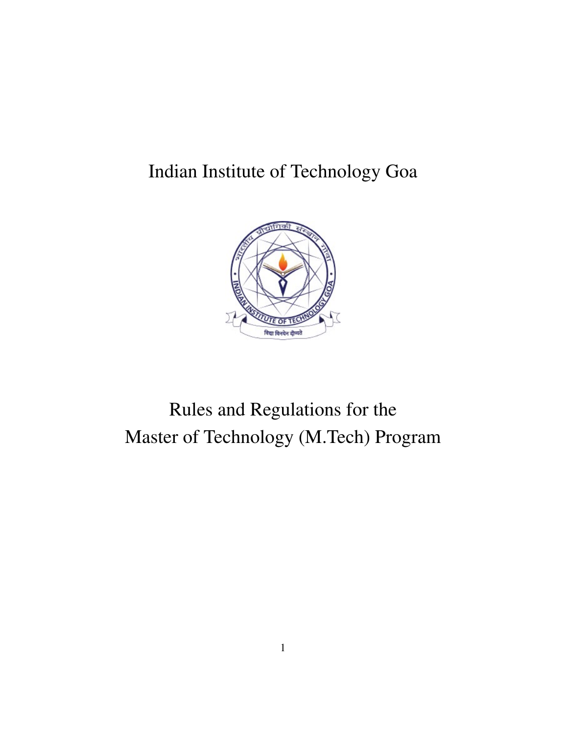# Indian Institute of Technology Goa

# Rules and Regulations for the Master of Technology (M.Tech) Program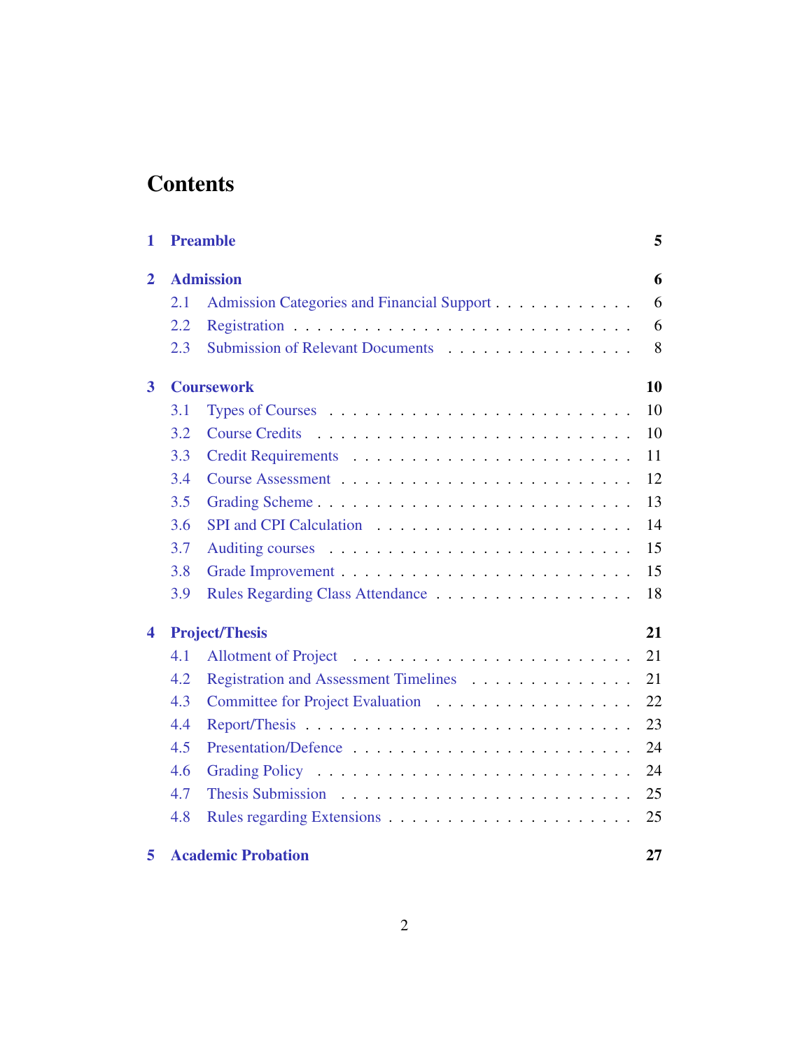# Contents

**1 Preamble** — **5**

**2 Admission** — **6**

- 2.1 Admission Categories and Financial Support — 6
- 2.2 Registration — 6
- 2.3 Submission of Relevant Documents — 8

**3 Coursework** — **10**

- 3.1 Types of Courses — 10
- 3.2 Course Credits — 10
- 3.3 Credit Requirements — 11
- 3.4 Course Assessment — 12
- 3.5 Grading Scheme — 13
- 3.6 SPI and CPI Calculation — 14
- 3.7 Auditing courses — 15
- 3.8 Grade Improvement — 15
- 3.9 Rules Regarding Class Attendance — 18

**4 Project/Thesis** — **21**

- 4.1 Allotment of Project — 21
- 4.2 Registration and Assessment Timelines — 21
- 4.3 Committee for Project Evaluation — 22
- 4.4 Report/Thesis — 23
- 4.5 Presentation/Defence — 24
- 4.6 Grading Policy — 24
- 4.7 Thesis Submission — 25
- 4.8 Rules regarding Extensions — 25

**5 Academic Probation** — **27**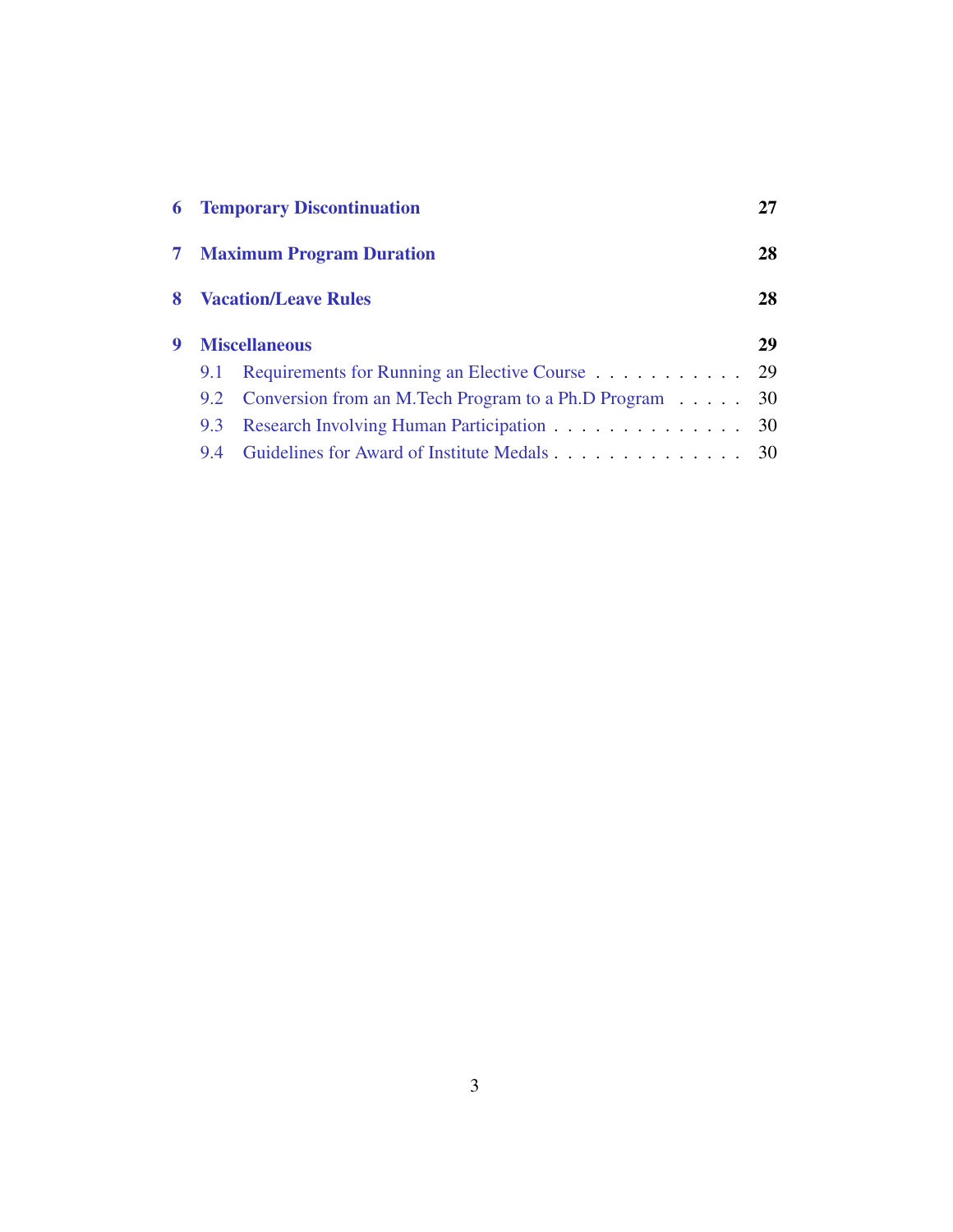| | | |
|---|---|---|
| **6** | **Temporary Discontinuation** | **27** |
| **7** | **Maximum Program Duration** | **28** |
| **8** | **Vacation/Leave Rules** | **28** |
| **9** | **Miscellaneous** | **29** |
| 9.1 | Requirements for Running an Elective Course | 29 |
| 9.2 | Conversion from an M.Tech Program to a Ph.D Program | 30 |
| 9.3 | Research Involving Human Participation | 30 |
| 9.4 | Guidelines for Award of Institute Medals | 30 |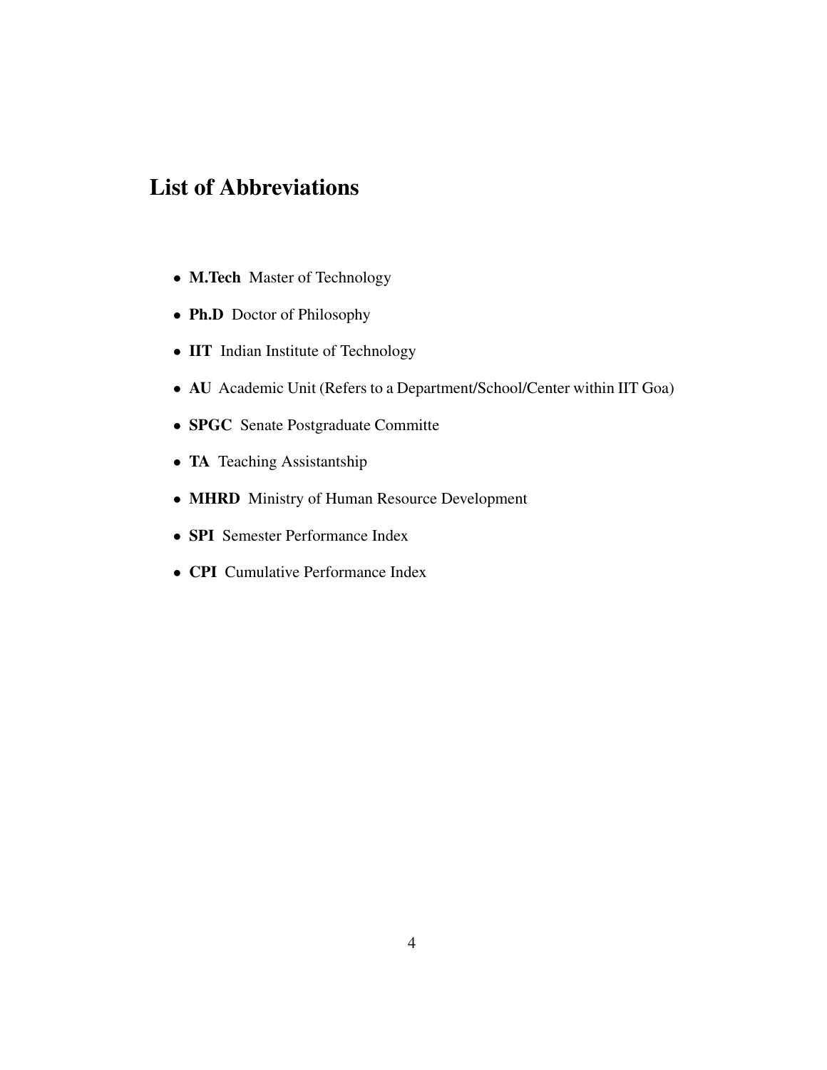# List of Abbreviations

- **M.Tech** Master of Technology
- **Ph.D** Doctor of Philosophy
- **IIT** Indian Institute of Technology
- **AU** Academic Unit (Refers to a Department/School/Center within IIT Goa)
- **SPGC** Senate Postgraduate Committe
- **TA** Teaching Assistantship
- **MHRD** Ministry of Human Resource Development
- **SPI** Semester Performance Index
- **CPI** Cumulative Performance Index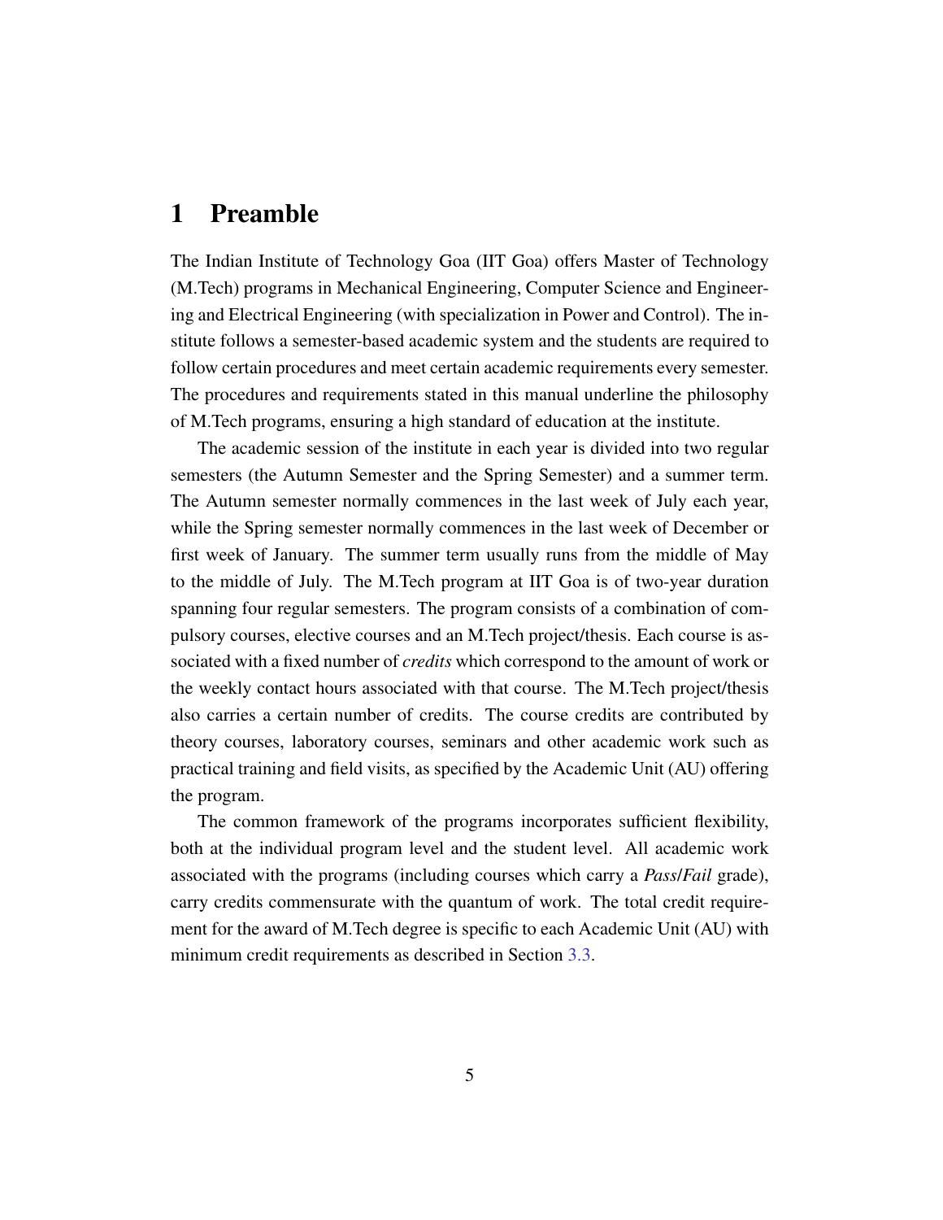# 1 Preamble

The Indian Institute of Technology Goa (IIT Goa) offers Master of Technology (M.Tech) programs in Mechanical Engineering, Computer Science and Engineering and Electrical Engineering (with specialization in Power and Control). The institute follows a semester-based academic system and the students are required to follow certain procedures and meet certain academic requirements every semester. The procedures and requirements stated in this manual underline the philosophy of M.Tech programs, ensuring a high standard of education at the institute.

The academic session of the institute in each year is divided into two regular semesters (the Autumn Semester and the Spring Semester) and a summer term. The Autumn semester normally commences in the last week of July each year, while the Spring semester normally commences in the last week of December or first week of January. The summer term usually runs from the middle of May to the middle of July. The M.Tech program at IIT Goa is of two-year duration spanning four regular semesters. The program consists of a combination of compulsory courses, elective courses and an M.Tech project/thesis. Each course is associated with a fixed number of *credits* which correspond to the amount of work or the weekly contact hours associated with that course. The M.Tech project/thesis also carries a certain number of credits. The course credits are contributed by theory courses, laboratory courses, seminars and other academic work such as practical training and field visits, as specified by the Academic Unit (AU) offering the program.

The common framework of the programs incorporates sufficient flexibility, both at the individual program level and the student level. All academic work associated with the programs (including courses which carry a *Pass*/*Fail* grade), carry credits commensurate with the quantum of work. The total credit requirement for the award of M.Tech degree is specific to each Academic Unit (AU) with minimum credit requirements as described in Section 3.3.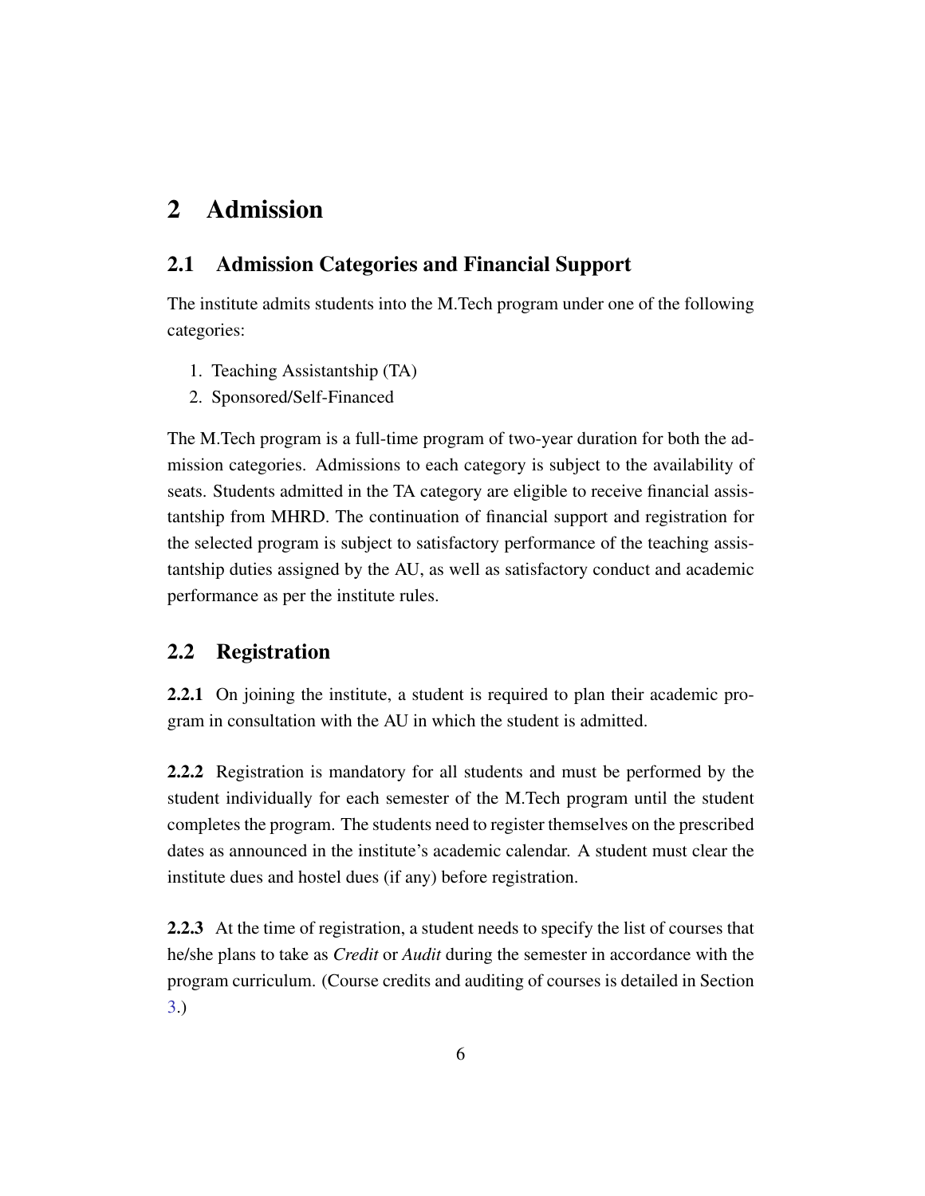# 2 Admission

## 2.1 Admission Categories and Financial Support

The institute admits students into the M.Tech program under one of the following categories:

1. Teaching Assistantship (TA)
2. Sponsored/Self-Financed

The M.Tech program is a full-time program of two-year duration for both the admission categories. Admissions to each category is subject to the availability of seats. Students admitted in the TA category are eligible to receive financial assistantship from MHRD. The continuation of financial support and registration for the selected program is subject to satisfactory performance of the teaching assistantship duties assigned by the AU, as well as satisfactory conduct and academic performance as per the institute rules.

## 2.2 Registration

**2.2.1** On joining the institute, a student is required to plan their academic program in consultation with the AU in which the student is admitted.

**2.2.2** Registration is mandatory for all students and must be performed by the student individually for each semester of the M.Tech program until the student completes the program. The students need to register themselves on the prescribed dates as announced in the institute's academic calendar. A student must clear the institute dues and hostel dues (if any) before registration.

**2.2.3** At the time of registration, a student needs to specify the list of courses that he/she plans to take as *Credit* or *Audit* during the semester in accordance with the program curriculum. (Course credits and auditing of courses is detailed in Section 3.)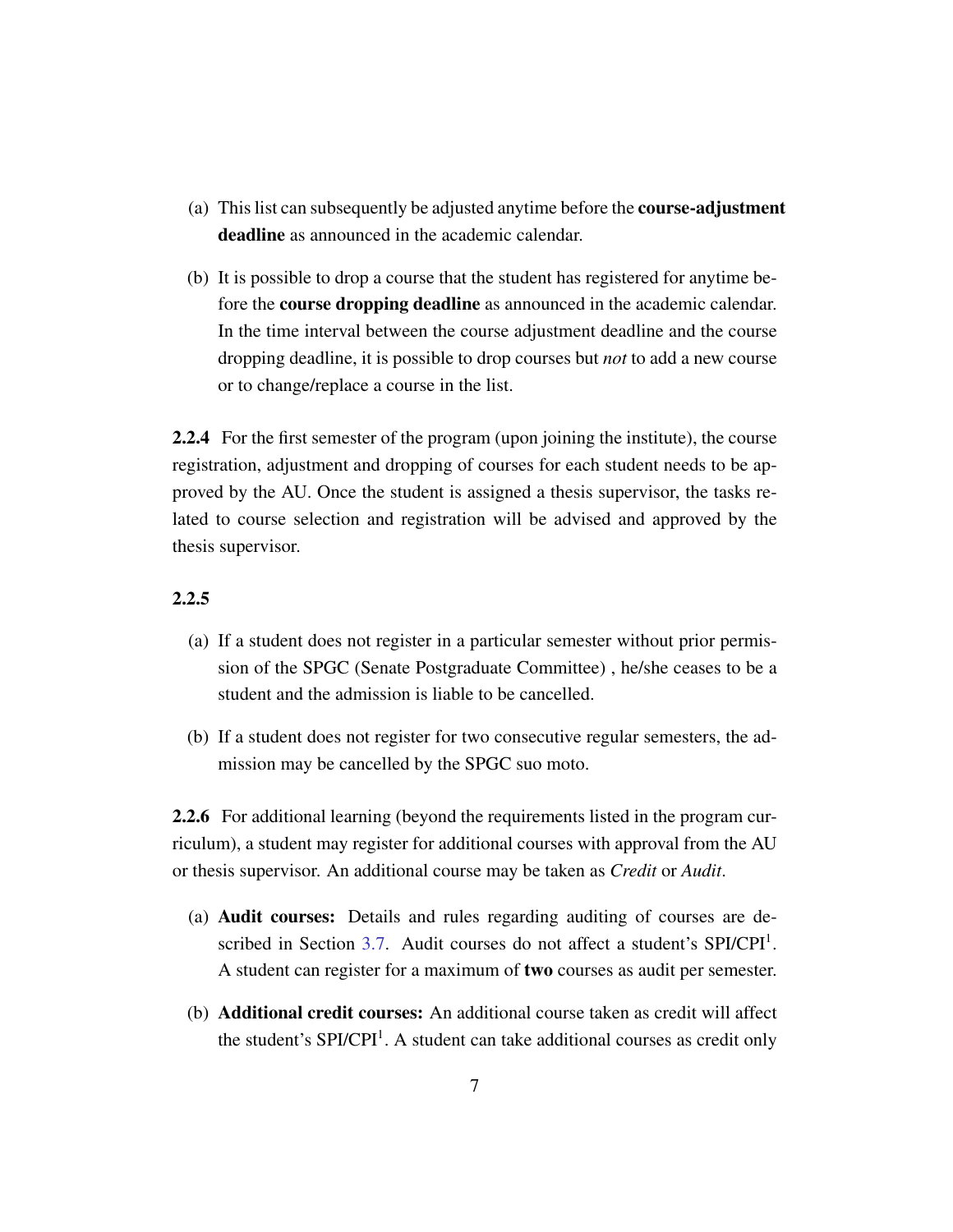(a) This list can subsequently be adjusted anytime before the **course-adjustment deadline** as announced in the academic calendar.

(b) It is possible to drop a course that the student has registered for anytime before the **course dropping deadline** as announced in the academic calendar. In the time interval between the course adjustment deadline and the course dropping deadline, it is possible to drop courses but *not* to add a new course or to change/replace a course in the list.

**2.2.4** For the first semester of the program (upon joining the institute), the course registration, adjustment and dropping of courses for each student needs to be approved by the AU. Once the student is assigned a thesis supervisor, the tasks related to course selection and registration will be advised and approved by the thesis supervisor.

**2.2.5**

(a) If a student does not register in a particular semester without prior permission of the SPGC (Senate Postgraduate Committee) , he/she ceases to be a student and the admission is liable to be cancelled.

(b) If a student does not register for two consecutive regular semesters, the admission may be cancelled by the SPGC suo moto.

**2.2.6** For additional learning (beyond the requirements listed in the program curriculum), a student may register for additional courses with approval from the AU or thesis supervisor. An additional course may be taken as *Credit* or *Audit*.

(a) **Audit courses:** Details and rules regarding auditing of courses are described in Section 3.7. Audit courses do not affect a student's SPI/CPI[1]. A student can register for a maximum of **two** courses as audit per semester.

(b) **Additional credit courses:** An additional course taken as credit will affect the student's SPI/CPI[1]. A student can take additional courses as credit only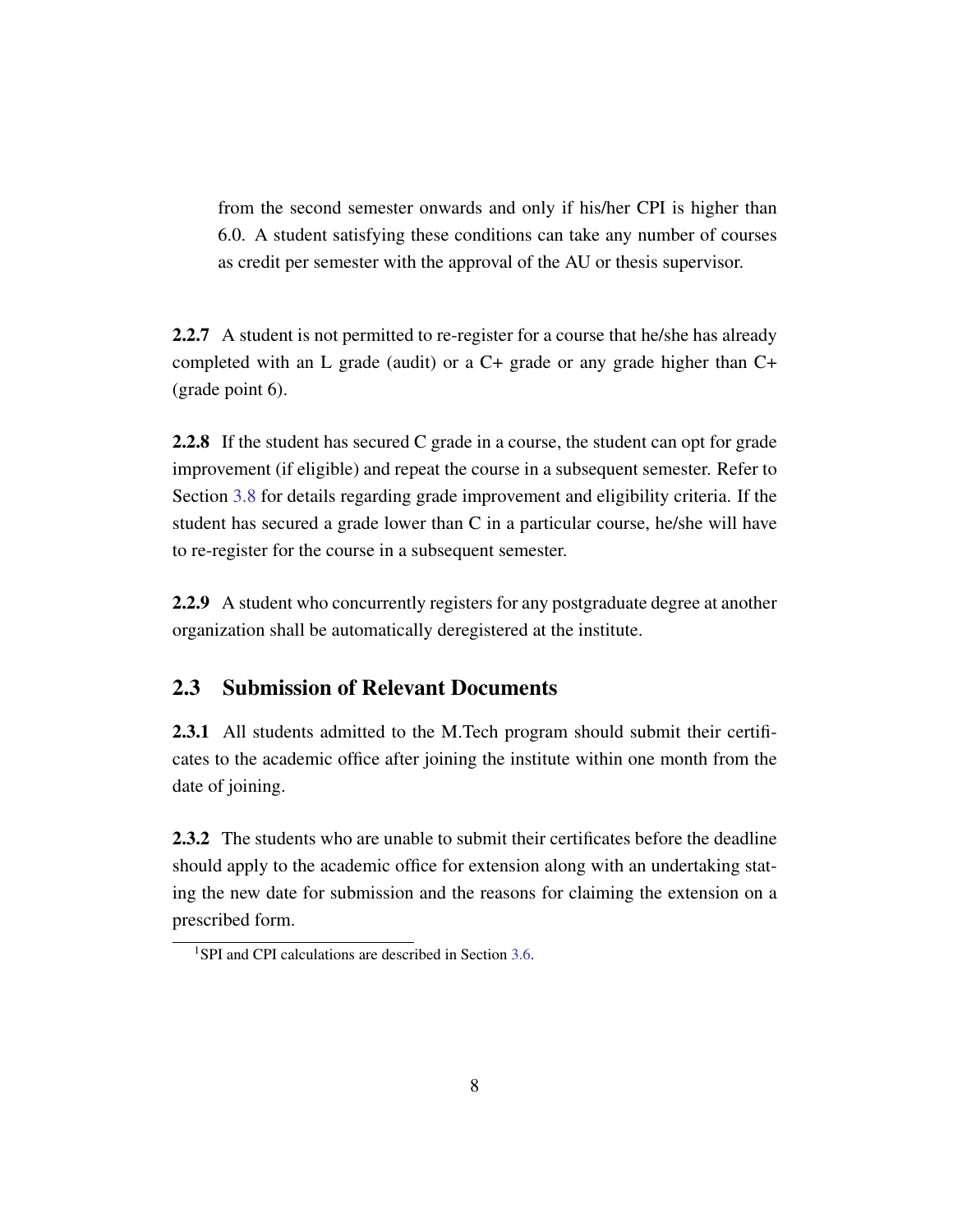from the second semester onwards and only if his/her CPI is higher than 6.0. A student satisfying these conditions can take any number of courses as credit per semester with the approval of the AU or thesis supervisor.

**2.2.7** A student is not permitted to re-register for a course that he/she has already completed with an L grade (audit) or a C+ grade or any grade higher than C+ (grade point 6).

**2.2.8** If the student has secured C grade in a course, the student can opt for grade improvement (if eligible) and repeat the course in a subsequent semester. Refer to Section 3.8 for details regarding grade improvement and eligibility criteria. If the student has secured a grade lower than C in a particular course, he/she will have to re-register for the course in a subsequent semester.

**2.2.9** A student who concurrently registers for any postgraduate degree at another organization shall be automatically deregistered at the institute.

## 2.3 Submission of Relevant Documents

**2.3.1** All students admitted to the M.Tech program should submit their certificates to the academic office after joining the institute within one month from the date of joining.

**2.3.2** The students who are unable to submit their certificates before the deadline should apply to the academic office for extension along with an undertaking stating the new date for submission and the reasons for claiming the extension on a prescribed form.

[1] SPI and CPI calculations are described in Section 3.6.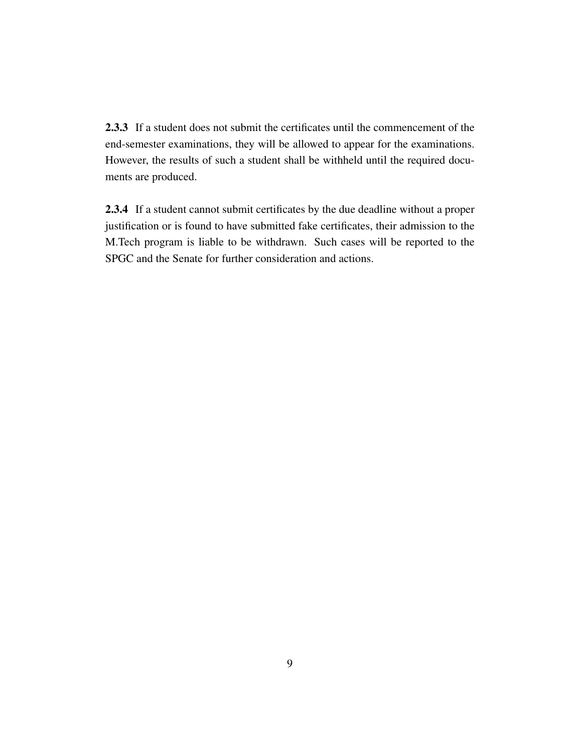**2.3.3** If a student does not submit the certificates until the commencement of the end-semester examinations, they will be allowed to appear for the examinations. However, the results of such a student shall be withheld until the required documents are produced.

**2.3.4** If a student cannot submit certificates by the due deadline without a proper justification or is found to have submitted fake certificates, their admission to the M.Tech program is liable to be withdrawn. Such cases will be reported to the SPGC and the Senate for further consideration and actions.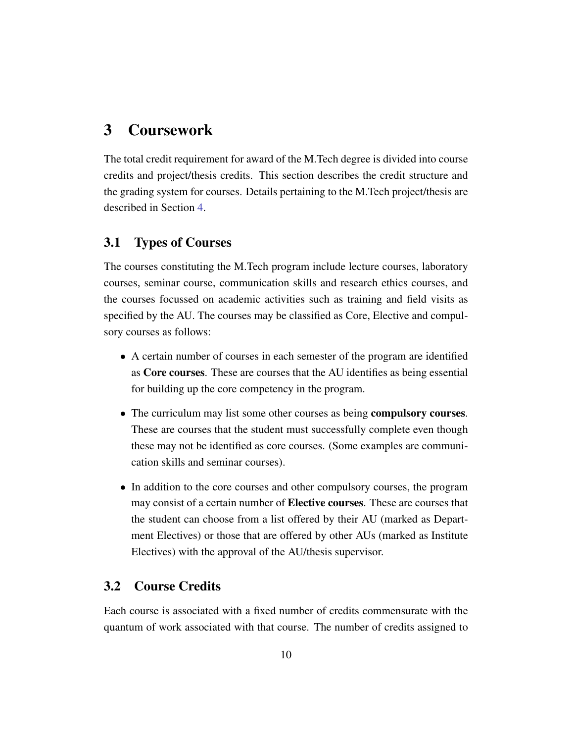# 3 Coursework

The total credit requirement for award of the M.Tech degree is divided into course credits and project/thesis credits. This section describes the credit structure and the grading system for courses. Details pertaining to the M.Tech project/thesis are described in Section 4.

## 3.1 Types of Courses

The courses constituting the M.Tech program include lecture courses, laboratory courses, seminar course, communication skills and research ethics courses, and the courses focussed on academic activities such as training and field visits as specified by the AU. The courses may be classified as Core, Elective and compulsory courses as follows:

- A certain number of courses in each semester of the program are identified as **Core courses**. These are courses that the AU identifies as being essential for building up the core competency in the program.
- The curriculum may list some other courses as being **compulsory courses**. These are courses that the student must successfully complete even though these may not be identified as core courses. (Some examples are communication skills and seminar courses).
- In addition to the core courses and other compulsory courses, the program may consist of a certain number of **Elective courses**. These are courses that the student can choose from a list offered by their AU (marked as Department Electives) or those that are offered by other AUs (marked as Institute Electives) with the approval of the AU/thesis supervisor.

## 3.2 Course Credits

Each course is associated with a fixed number of credits commensurate with the quantum of work associated with that course. The number of credits assigned to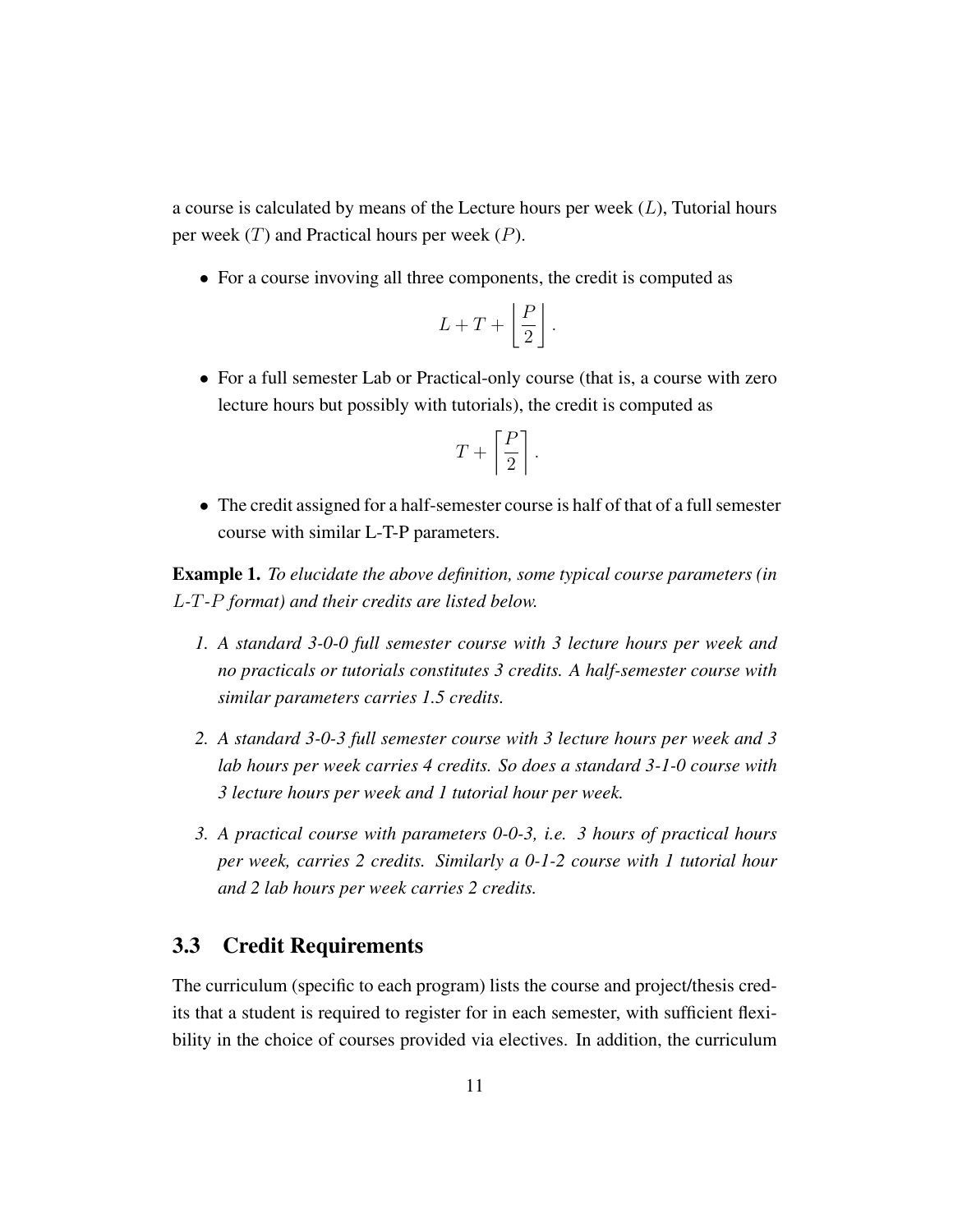a course is calculated by means of the Lecture hours per week ($L$), Tutorial hours per week ($T$) and Practical hours per week ($P$).

- For a course invoving all three components, the credit is computed as

$$L + T + \left\lfloor \frac{P}{2} \right\rfloor .$$

- For a full semester Lab or Practical-only course (that is, a course with zero lecture hours but possibly with tutorials), the credit is computed as

$$T + \left\lceil \frac{P}{2} \right\rceil .$$

- The credit assigned for a half-semester course is half of that of a full semester course with similar L-T-P parameters.

**Example 1.** *To elucidate the above definition, some typical course parameters (in $L$-$T$-$P$ format) and their credits are listed below.*

1. *A standard 3-0-0 full semester course with 3 lecture hours per week and no practicals or tutorials constitutes 3 credits. A half-semester course with similar parameters carries 1.5 credits.*
2. *A standard 3-0-3 full semester course with 3 lecture hours per week and 3 lab hours per week carries 4 credits. So does a standard 3-1-0 course with 3 lecture hours per week and 1 tutorial hour per week.*
3. *A practical course with parameters 0-0-3, i.e. 3 hours of practical hours per week, carries 2 credits. Similarly a 0-1-2 course with 1 tutorial hour and 2 lab hours per week carries 2 credits.*

## 3.3 Credit Requirements

The curriculum (specific to each program) lists the course and project/thesis credits that a student is required to register for in each semester, with sufficient flexibility in the choice of courses provided via electives. In addition, the curriculum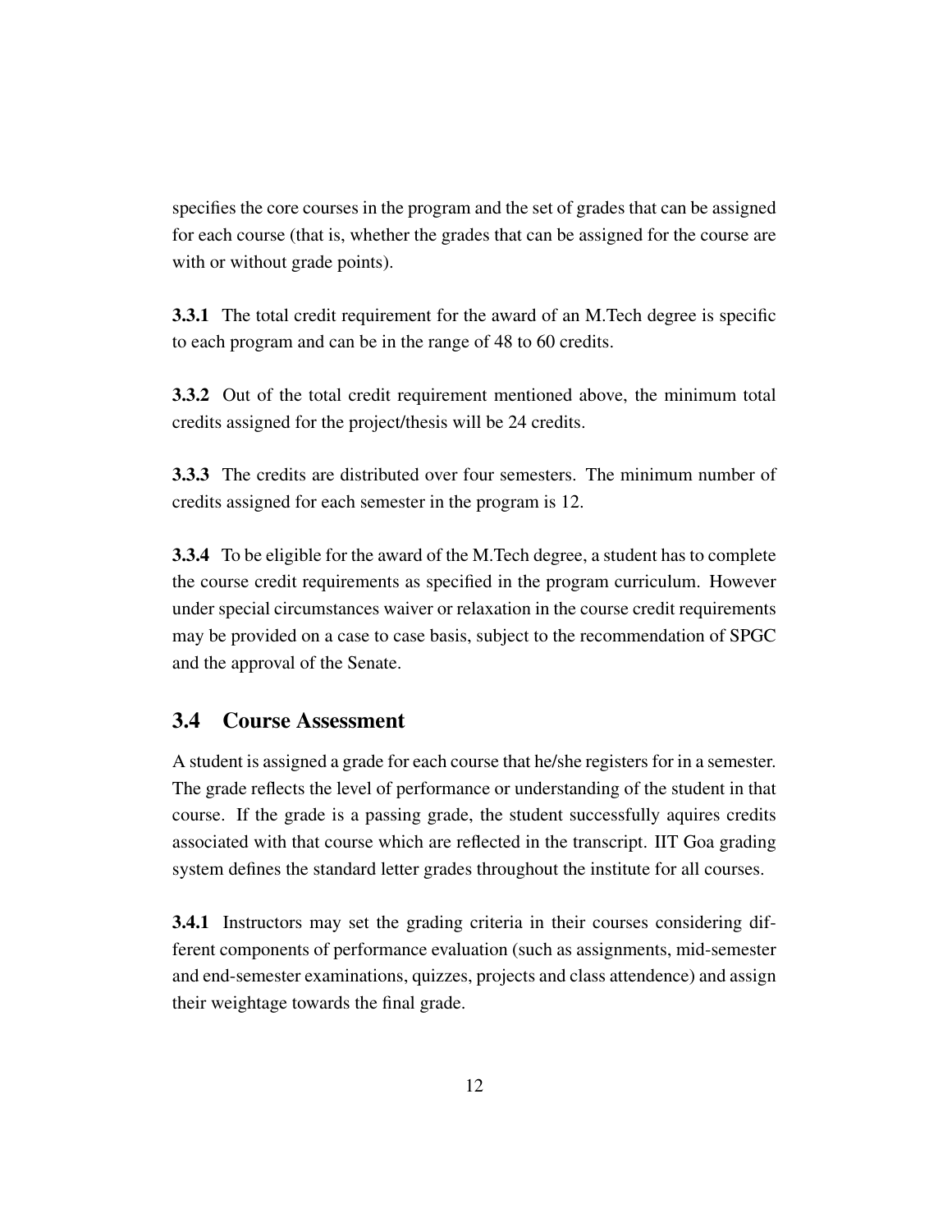specifies the core courses in the program and the set of grades that can be assigned for each course (that is, whether the grades that can be assigned for the course are with or without grade points).

**3.3.1** The total credit requirement for the award of an M.Tech degree is specific to each program and can be in the range of 48 to 60 credits.

**3.3.2** Out of the total credit requirement mentioned above, the minimum total credits assigned for the project/thesis will be 24 credits.

**3.3.3** The credits are distributed over four semesters. The minimum number of credits assigned for each semester in the program is 12.

**3.3.4** To be eligible for the award of the M.Tech degree, a student has to complete the course credit requirements as specified in the program curriculum. However under special circumstances waiver or relaxation in the course credit requirements may be provided on a case to case basis, subject to the recommendation of SPGC and the approval of the Senate.

## 3.4 Course Assessment

A student is assigned a grade for each course that he/she registers for in a semester. The grade reflects the level of performance or understanding of the student in that course. If the grade is a passing grade, the student successfully aquires credits associated with that course which are reflected in the transcript. IIT Goa grading system defines the standard letter grades throughout the institute for all courses.

**3.4.1** Instructors may set the grading criteria in their courses considering different components of performance evaluation (such as assignments, mid-semester and end-semester examinations, quizzes, projects and class attendence) and assign their weightage towards the final grade.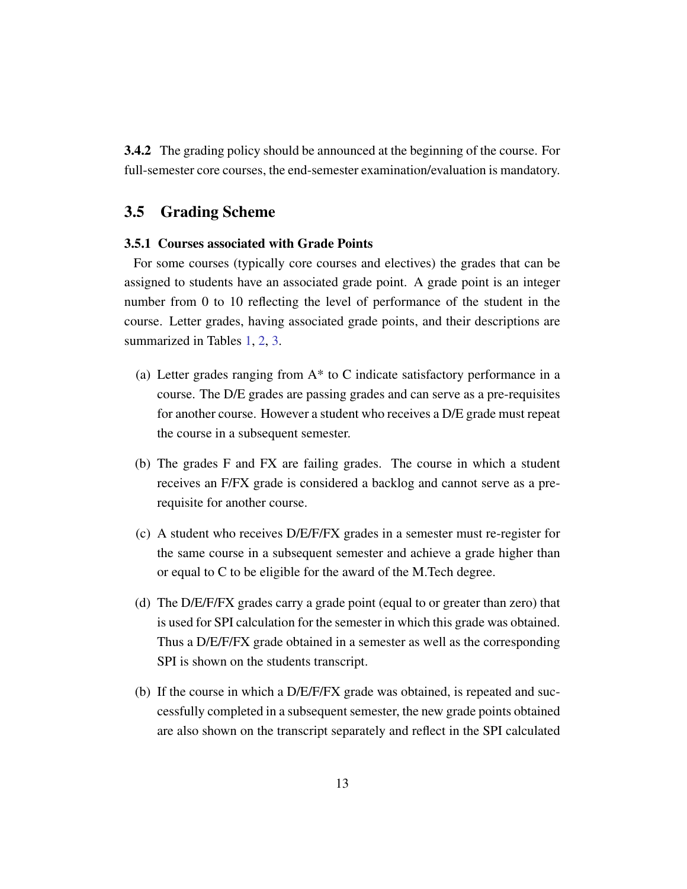**3.4.2** The grading policy should be announced at the beginning of the course. For full-semester core courses, the end-semester examination/evaluation is mandatory.

## 3.5 Grading Scheme

### 3.5.1 Courses associated with Grade Points

For some courses (typically core courses and electives) the grades that can be assigned to students have an associated grade point. A grade point is an integer number from 0 to 10 reflecting the level of performance of the student in the course. Letter grades, having associated grade points, and their descriptions are summarized in Tables 1, 2, 3.

(a) Letter grades ranging from A* to C indicate satisfactory performance in a course. The D/E grades are passing grades and can serve as a pre-requisites for another course. However a student who receives a D/E grade must repeat the course in a subsequent semester.

(b) The grades F and FX are failing grades. The course in which a student receives an F/FX grade is considered a backlog and cannot serve as a pre-requisite for another course.

(c) A student who receives D/E/F/FX grades in a semester must re-register for the same course in a subsequent semester and achieve a grade higher than or equal to C to be eligible for the award of the M.Tech degree.

(d) The D/E/F/FX grades carry a grade point (equal to or greater than zero) that is used for SPI calculation for the semester in which this grade was obtained. Thus a D/E/F/FX grade obtained in a semester as well as the corresponding SPI is shown on the students transcript.

(b) If the course in which a D/E/F/FX grade was obtained, is repeated and successfully completed in a subsequent semester, the new grade points obtained are also shown on the transcript separately and reflect in the SPI calculated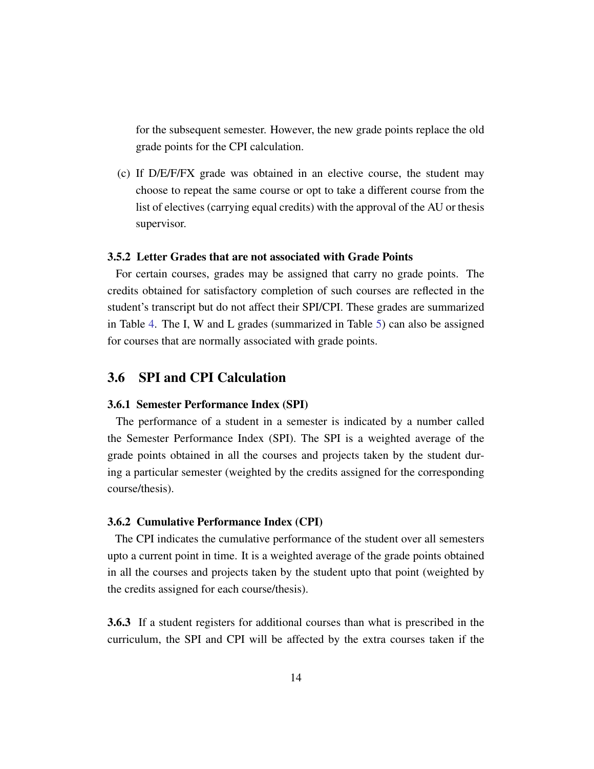for the subsequent semester. However, the new grade points replace the old grade points for the CPI calculation.

(c) If D/E/F/FX grade was obtained in an elective course, the student may choose to repeat the same course or opt to take a different course from the list of electives (carrying equal credits) with the approval of the AU or thesis supervisor.

#### 3.5.2 Letter Grades that are not associated with Grade Points

For certain courses, grades may be assigned that carry no grade points. The credits obtained for satisfactory completion of such courses are reflected in the student's transcript but do not affect their SPI/CPI. These grades are summarized in Table 4. The I, W and L grades (summarized in Table 5) can also be assigned for courses that are normally associated with grade points.

### 3.6 SPI and CPI Calculation

#### 3.6.1 Semester Performance Index (SPI)

The performance of a student in a semester is indicated by a number called the Semester Performance Index (SPI). The SPI is a weighted average of the grade points obtained in all the courses and projects taken by the student during a particular semester (weighted by the credits assigned for the corresponding course/thesis).

#### 3.6.2 Cumulative Performance Index (CPI)

The CPI indicates the cumulative performance of the student over all semesters upto a current point in time. It is a weighted average of the grade points obtained in all the courses and projects taken by the student upto that point (weighted by the credits assigned for each course/thesis).

**3.6.3** If a student registers for additional courses than what is prescribed in the curriculum, the SPI and CPI will be affected by the extra courses taken if the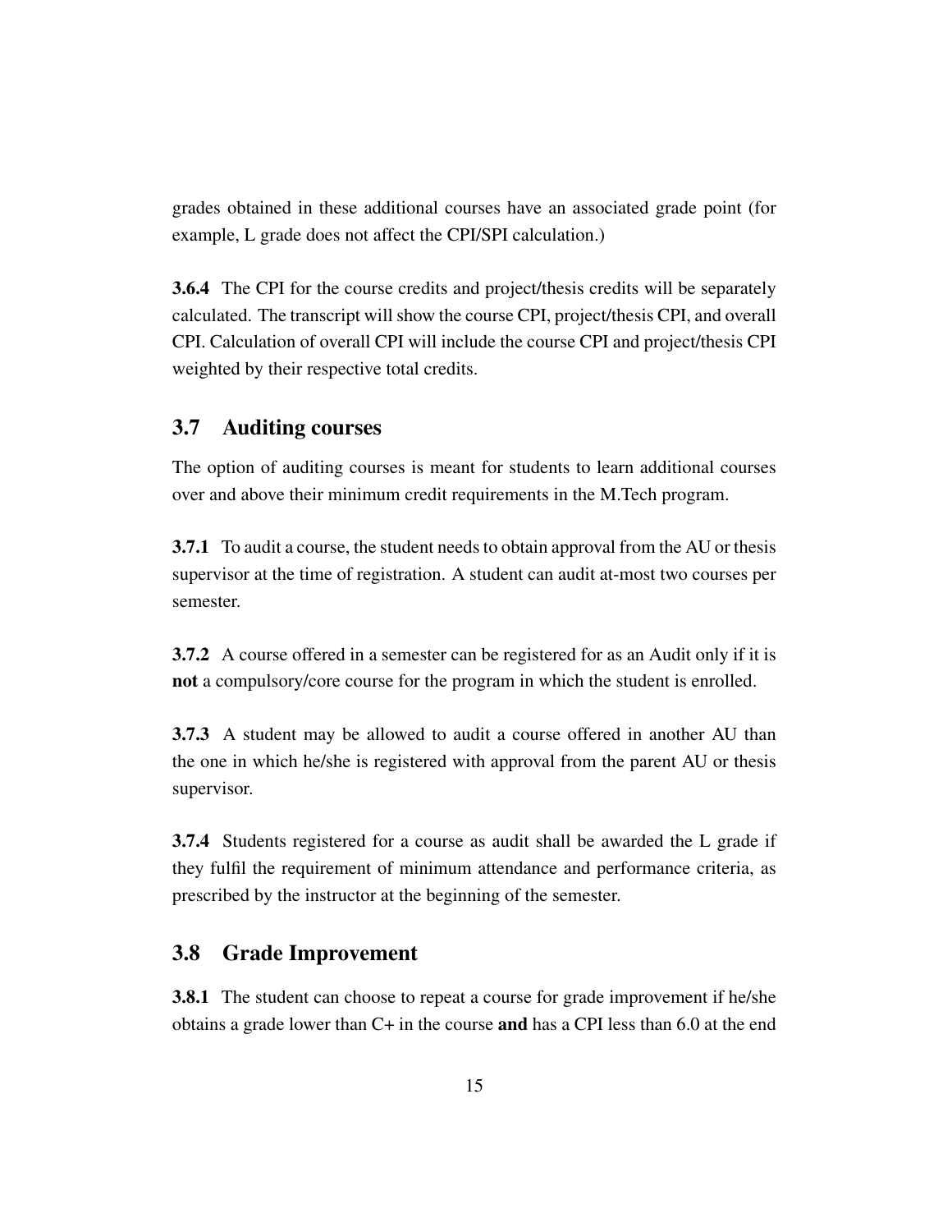grades obtained in these additional courses have an associated grade point (for example, L grade does not affect the CPI/SPI calculation.)

**3.6.4** The CPI for the course credits and project/thesis credits will be separately calculated. The transcript will show the course CPI, project/thesis CPI, and overall CPI. Calculation of overall CPI will include the course CPI and project/thesis CPI weighted by their respective total credits.

## 3.7 Auditing courses

The option of auditing courses is meant for students to learn additional courses over and above their minimum credit requirements in the M.Tech program.

**3.7.1** To audit a course, the student needs to obtain approval from the AU or thesis supervisor at the time of registration. A student can audit at-most two courses per semester.

**3.7.2** A course offered in a semester can be registered for as an Audit only if it is **not** a compulsory/core course for the program in which the student is enrolled.

**3.7.3** A student may be allowed to audit a course offered in another AU than the one in which he/she is registered with approval from the parent AU or thesis supervisor.

**3.7.4** Students registered for a course as audit shall be awarded the L grade if they fulfil the requirement of minimum attendance and performance criteria, as prescribed by the instructor at the beginning of the semester.

## 3.8 Grade Improvement

**3.8.1** The student can choose to repeat a course for grade improvement if he/she obtains a grade lower than C+ in the course **and** has a CPI less than 6.0 at the end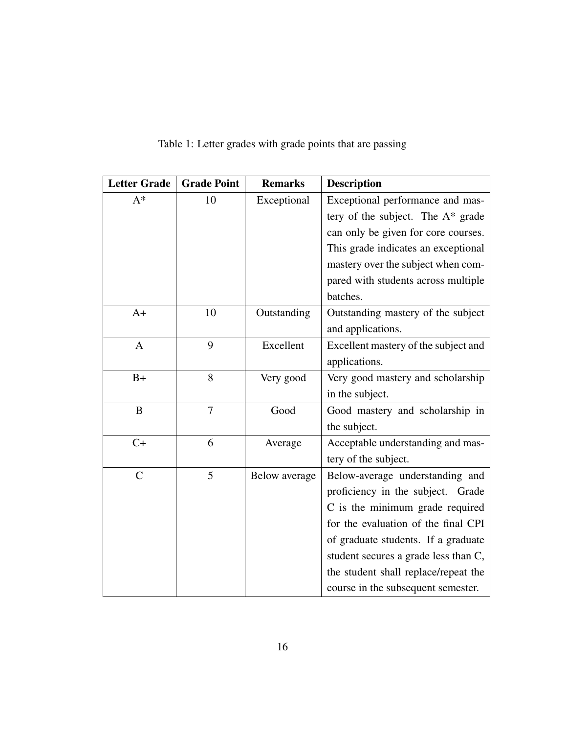Table 1: Letter grades with grade points that are passing

| Letter Grade | Grade Point | Remarks | Description |
|---|---|---|---|
| A* | 10 | Exceptional | Exceptional performance and mastery of the subject. The A* grade can only be given for core courses. This grade indicates an exceptional mastery over the subject when compared with students across multiple batches. |
| A+ | 10 | Outstanding | Outstanding mastery of the subject and applications. |
| A | 9 | Excellent | Excellent mastery of the subject and applications. |
| B+ | 8 | Very good | Very good mastery and scholarship in the subject. |
| B | 7 | Good | Good mastery and scholarship in the subject. |
| C+ | 6 | Average | Acceptable understanding and mastery of the subject. |
| C | 5 | Below average | Below-average understanding and proficiency in the subject. Grade C is the minimum grade required for the evaluation of the final CPI of graduate students. If a graduate student secures a grade less than C, the student shall replace/repeat the course in the subsequent semester. |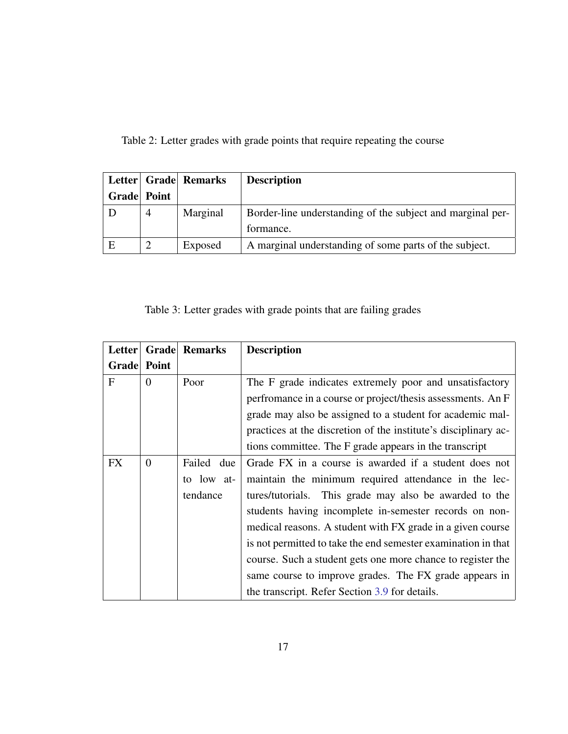Table 2: Letter grades with grade points that require repeating the course

| Letter Grade | Grade Point | Remarks | Description |
| --- | --- | --- | --- |
| D | 4 | Marginal | Border-line understanding of the subject and marginal performance. |
| E | 2 | Exposed | A marginal understanding of some parts of the subject. |

Table 3: Letter grades with grade points that are failing grades

| Letter Grade | Grade Point | Remarks | Description |
| --- | --- | --- | --- |
| F | 0 | Poor | The F grade indicates extremely poor and unsatisfactory perfromance in a course or project/thesis assessments. An F grade may also be assigned to a student for academic malpractices at the discretion of the institute's disciplinary actions committee. The F grade appears in the transcript |
| FX | 0 | Failed due to low attendance | Grade FX in a course is awarded if a student does not maintain the minimum required attendance in the lectures/tutorials. This grade may also be awarded to the students having incomplete in-semester records on non-medical reasons. A student with FX grade in a given course is not permitted to take the end semester examination in that course. Such a student gets one more chance to register the same course to improve grades. The FX grade appears in the transcript. Refer Section 3.9 for details. |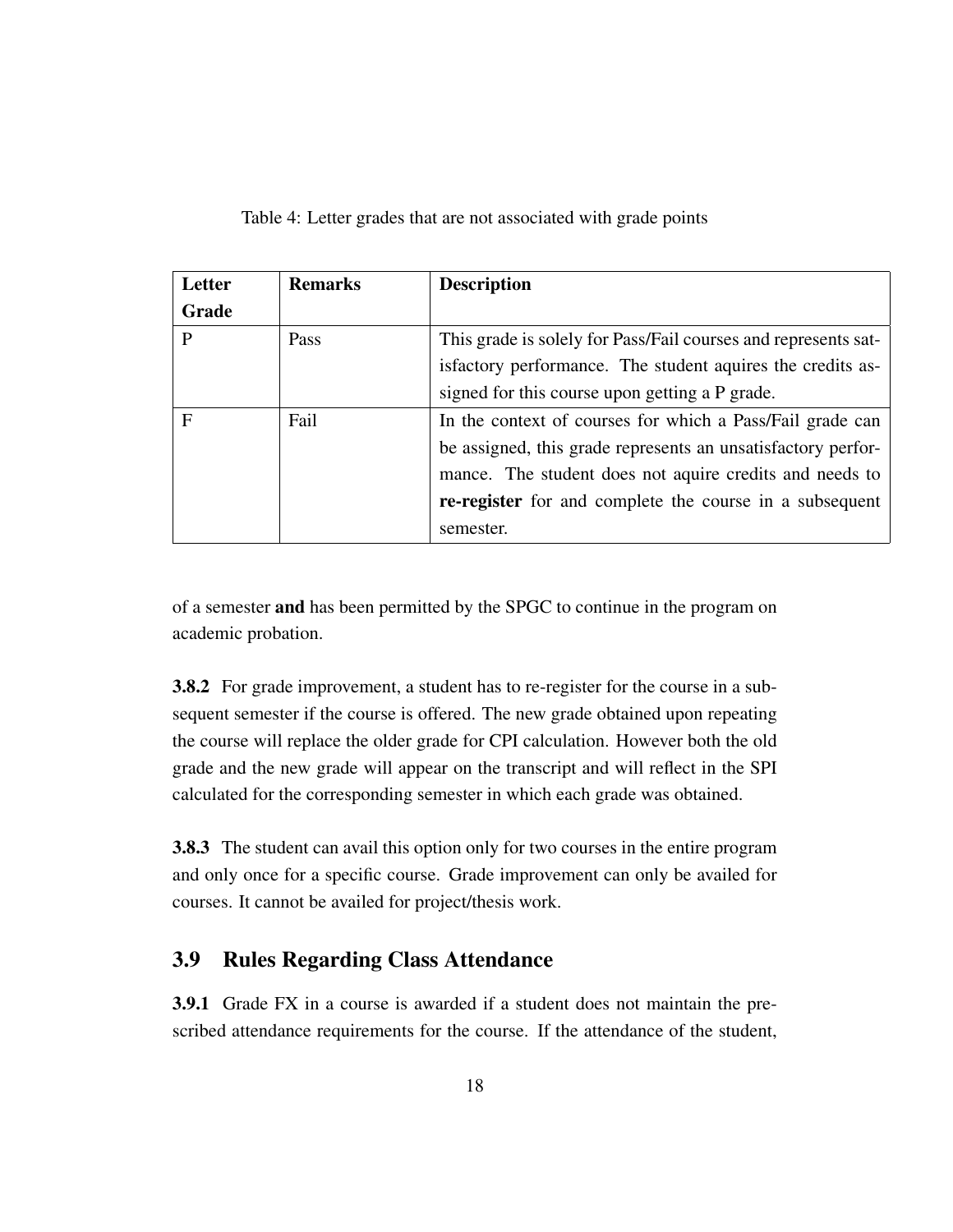Table 4: Letter grades that are not associated with grade points

| Letter Grade | Remarks | Description |
|---|---|---|
| P | Pass | This grade is solely for Pass/Fail courses and represents satisfactory performance. The student aquires the credits assigned for this course upon getting a P grade. |
| F | Fail | In the context of courses for which a Pass/Fail grade can be assigned, this grade represents an unsatisfactory performance. The student does not aquire credits and needs to **re-register** for and complete the course in a subsequent semester. |

of a semester **and** has been permitted by the SPGC to continue in the program on academic probation.

**3.8.2** For grade improvement, a student has to re-register for the course in a subsequent semester if the course is offered. The new grade obtained upon repeating the course will replace the older grade for CPI calculation. However both the old grade and the new grade will appear on the transcript and will reflect in the SPI calculated for the corresponding semester in which each grade was obtained.

**3.8.3** The student can avail this option only for two courses in the entire program and only once for a specific course. Grade improvement can only be availed for courses. It cannot be availed for project/thesis work.

## 3.9 Rules Regarding Class Attendance

**3.9.1** Grade FX in a course is awarded if a student does not maintain the prescribed attendance requirements for the course. If the attendance of the student,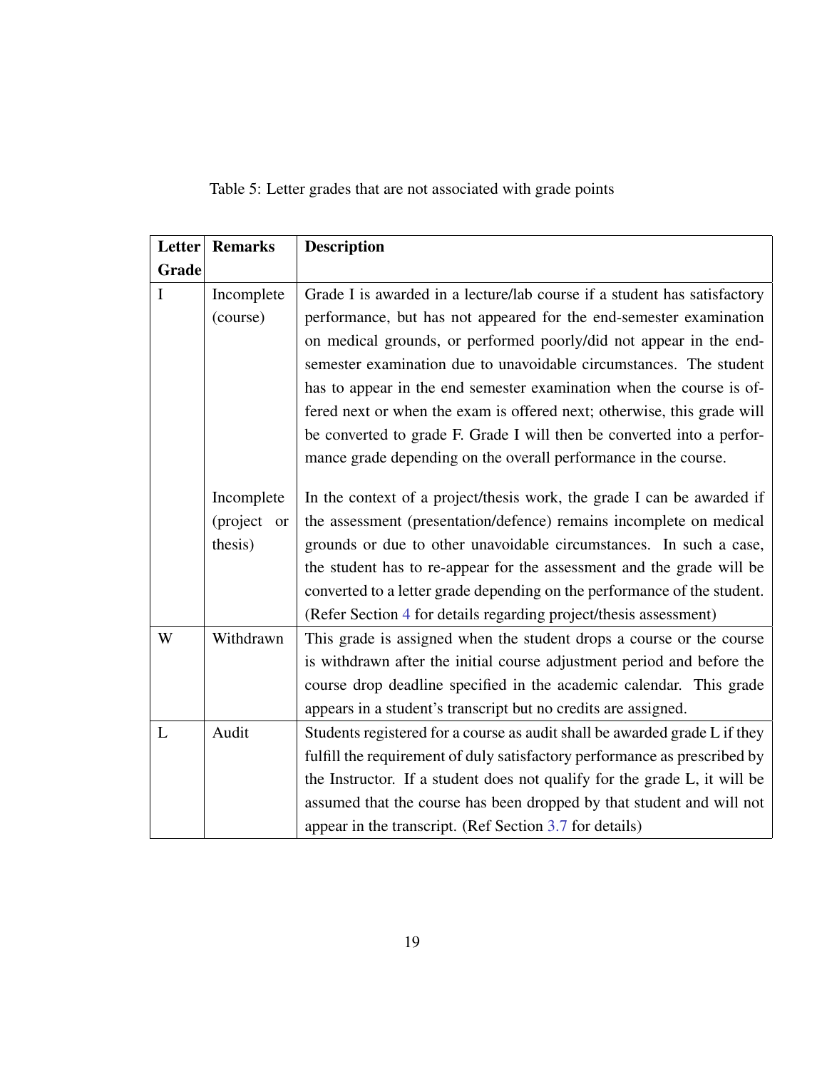Table 5: Letter grades that are not associated with grade points

| Letter Grade | Remarks | Description |
|---|---|---|
| I | Incomplete (course) | Grade I is awarded in a lecture/lab course if a student has satisfactory performance, but has not appeared for the end-semester examination on medical grounds, or performed poorly/did not appear in the end-semester examination due to unavoidable circumstances. The student has to appear in the end semester examination when the course is offered next or when the exam is offered next; otherwise, this grade will be converted to grade F. Grade I will then be converted into a performance grade depending on the overall performance in the course. |
| | Incomplete (project or thesis) | In the context of a project/thesis work, the grade I can be awarded if the assessment (presentation/defence) remains incomplete on medical grounds or due to other unavoidable circumstances. In such a case, the student has to re-appear for the assessment and the grade will be converted to a letter grade depending on the performance of the student. (Refer Section 4 for details regarding project/thesis assessment) |
| W | Withdrawn | This grade is assigned when the student drops a course or the course is withdrawn after the initial course adjustment period and before the course drop deadline specified in the academic calendar. This grade appears in a student's transcript but no credits are assigned. |
| L | Audit | Students registered for a course as audit shall be awarded grade L if they fulfill the requirement of duly satisfactory performance as prescribed by the Instructor. If a student does not qualify for the grade L, it will be assumed that the course has been dropped by that student and will not appear in the transcript. (Ref Section 3.7 for details) |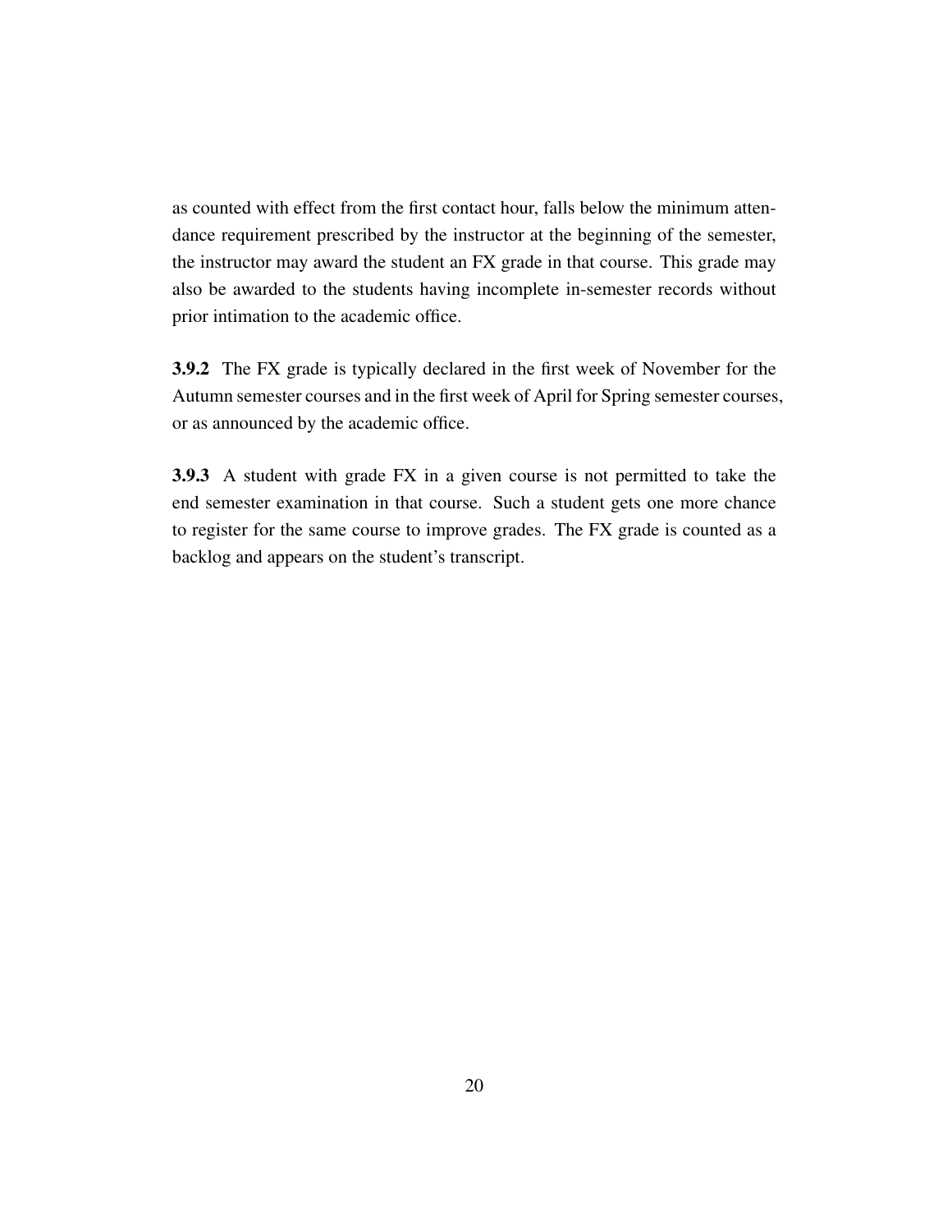as counted with effect from the first contact hour, falls below the minimum attendance requirement prescribed by the instructor at the beginning of the semester, the instructor may award the student an FX grade in that course. This grade may also be awarded to the students having incomplete in-semester records without prior intimation to the academic office.

**3.9.2** The FX grade is typically declared in the first week of November for the Autumn semester courses and in the first week of April for Spring semester courses, or as announced by the academic office.

**3.9.3** A student with grade FX in a given course is not permitted to take the end semester examination in that course. Such a student gets one more chance to register for the same course to improve grades. The FX grade is counted as a backlog and appears on the student's transcript.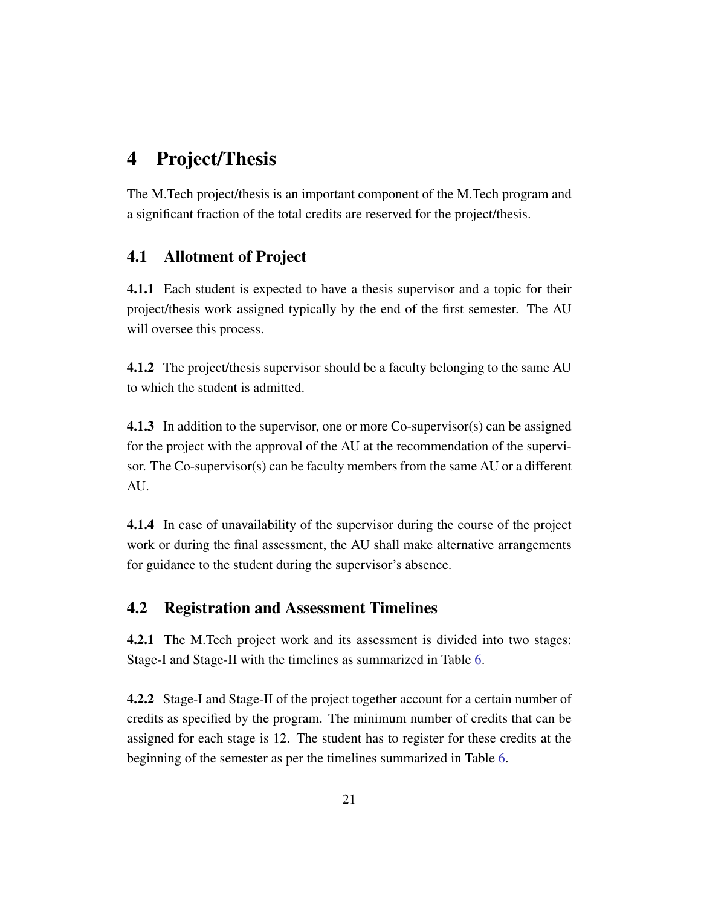# 4 Project/Thesis

The M.Tech project/thesis is an important component of the M.Tech program and a significant fraction of the total credits are reserved for the project/thesis.

## 4.1 Allotment of Project

**4.1.1** Each student is expected to have a thesis supervisor and a topic for their project/thesis work assigned typically by the end of the first semester. The AU will oversee this process.

**4.1.2** The project/thesis supervisor should be a faculty belonging to the same AU to which the student is admitted.

**4.1.3** In addition to the supervisor, one or more Co-supervisor(s) can be assigned for the project with the approval of the AU at the recommendation of the supervisor. The Co-supervisor(s) can be faculty members from the same AU or a different AU.

**4.1.4** In case of unavailability of the supervisor during the course of the project work or during the final assessment, the AU shall make alternative arrangements for guidance to the student during the supervisor's absence.

## 4.2 Registration and Assessment Timelines

**4.2.1** The M.Tech project work and its assessment is divided into two stages: Stage-I and Stage-II with the timelines as summarized in Table 6.

**4.2.2** Stage-I and Stage-II of the project together account for a certain number of credits as specified by the program. The minimum number of credits that can be assigned for each stage is 12. The student has to register for these credits at the beginning of the semester as per the timelines summarized in Table 6.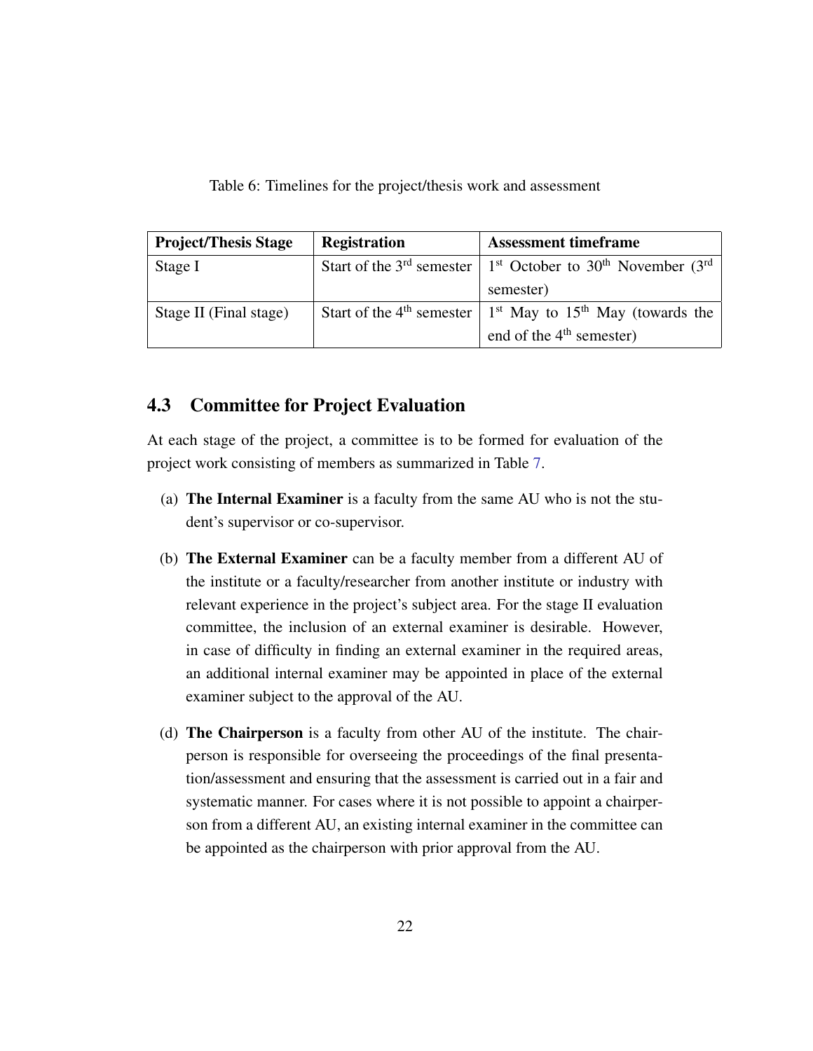Table 6: Timelines for the project/thesis work and assessment

| Project/Thesis Stage | Registration | Assessment timeframe |
|---|---|---|
| Stage I | Start of the 3rd semester | 1st October to 30th November (3rd semester) |
| Stage II (Final stage) | Start of the 4th semester | 1st May to 15th May (towards the end of the 4th semester) |

## 4.3 Committee for Project Evaluation

At each stage of the project, a committee is to be formed for evaluation of the project work consisting of members as summarized in Table 7.

(a) **The Internal Examiner** is a faculty from the same AU who is not the student's supervisor or co-supervisor.

(b) **The External Examiner** can be a faculty member from a different AU of the institute or a faculty/researcher from another institute or industry with relevant experience in the project's subject area. For the stage II evaluation committee, the inclusion of an external examiner is desirable. However, in case of difficulty in finding an external examiner in the required areas, an additional internal examiner may be appointed in place of the external examiner subject to the approval of the AU.

(d) **The Chairperson** is a faculty from other AU of the institute. The chairperson is responsible for overseeing the proceedings of the final presentation/assessment and ensuring that the assessment is carried out in a fair and systematic manner. For cases where it is not possible to appoint a chairperson from a different AU, an existing internal examiner in the committee can be appointed as the chairperson with prior approval from the AU.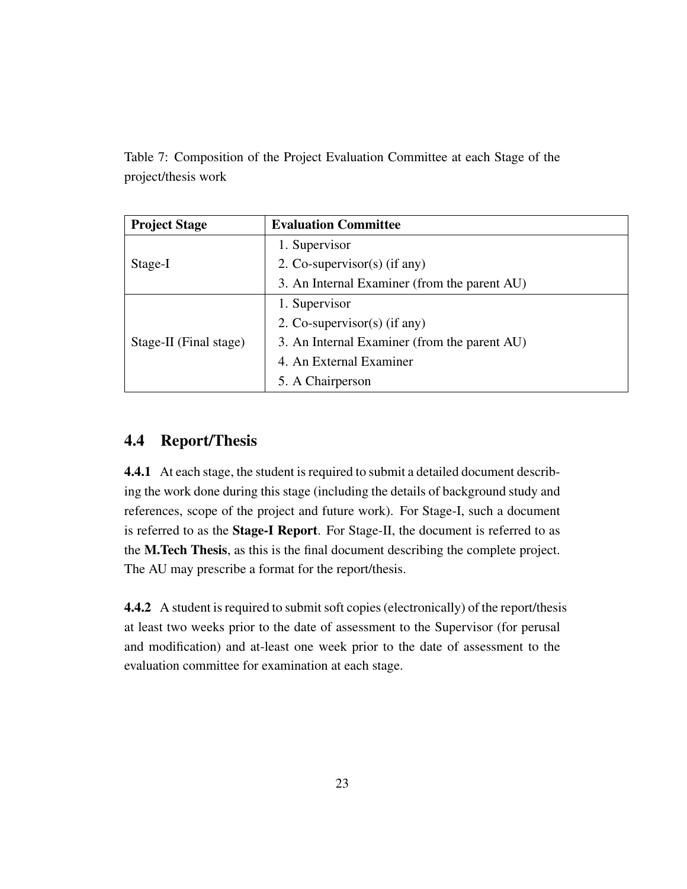Table 7: Composition of the Project Evaluation Committee at each Stage of the project/thesis work

| Project Stage | Evaluation Committee |
|---|---|
| Stage-I | 1. Supervisor<br>2. Co-supervisor(s) (if any)<br>3. An Internal Examiner (from the parent AU) |
| Stage-II (Final stage) | 1. Supervisor<br>2. Co-supervisor(s) (if any)<br>3. An Internal Examiner (from the parent AU)<br>4. An External Examiner<br>5. A Chairperson |

## 4.4 Report/Thesis

**4.4.1** At each stage, the student is required to submit a detailed document describing the work done during this stage (including the details of background study and references, scope of the project and future work). For Stage-I, such a document is referred to as the **Stage-I Report**. For Stage-II, the document is referred to as the **M.Tech Thesis**, as this is the final document describing the complete project. The AU may prescribe a format for the report/thesis.

**4.4.2** A student is required to submit soft copies (electronically) of the report/thesis at least two weeks prior to the date of assessment to the Supervisor (for perusal and modification) and at-least one week prior to the date of assessment to the evaluation committee for examination at each stage.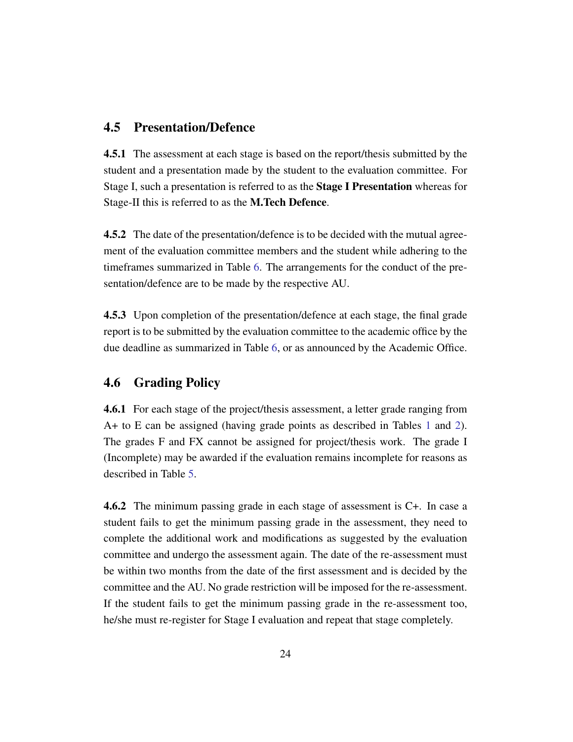## 4.5 Presentation/Defence

**4.5.1** The assessment at each stage is based on the report/thesis submitted by the student and a presentation made by the student to the evaluation committee. For Stage I, such a presentation is referred to as the **Stage I Presentation** whereas for Stage-II this is referred to as the **M.Tech Defence**.

**4.5.2** The date of the presentation/defence is to be decided with the mutual agreement of the evaluation committee members and the student while adhering to the timeframes summarized in Table 6. The arrangements for the conduct of the presentation/defence are to be made by the respective AU.

**4.5.3** Upon completion of the presentation/defence at each stage, the final grade report is to be submitted by the evaluation committee to the academic office by the due deadline as summarized in Table 6, or as announced by the Academic Office.

## 4.6 Grading Policy

**4.6.1** For each stage of the project/thesis assessment, a letter grade ranging from A+ to E can be assigned (having grade points as described in Tables 1 and 2). The grades F and FX cannot be assigned for project/thesis work. The grade I (Incomplete) may be awarded if the evaluation remains incomplete for reasons as described in Table 5.

**4.6.2** The minimum passing grade in each stage of assessment is C+. In case a student fails to get the minimum passing grade in the assessment, they need to complete the additional work and modifications as suggested by the evaluation committee and undergo the assessment again. The date of the re-assessment must be within two months from the date of the first assessment and is decided by the committee and the AU. No grade restriction will be imposed for the re-assessment. If the student fails to get the minimum passing grade in the re-assessment too, he/she must re-register for Stage I evaluation and repeat that stage completely.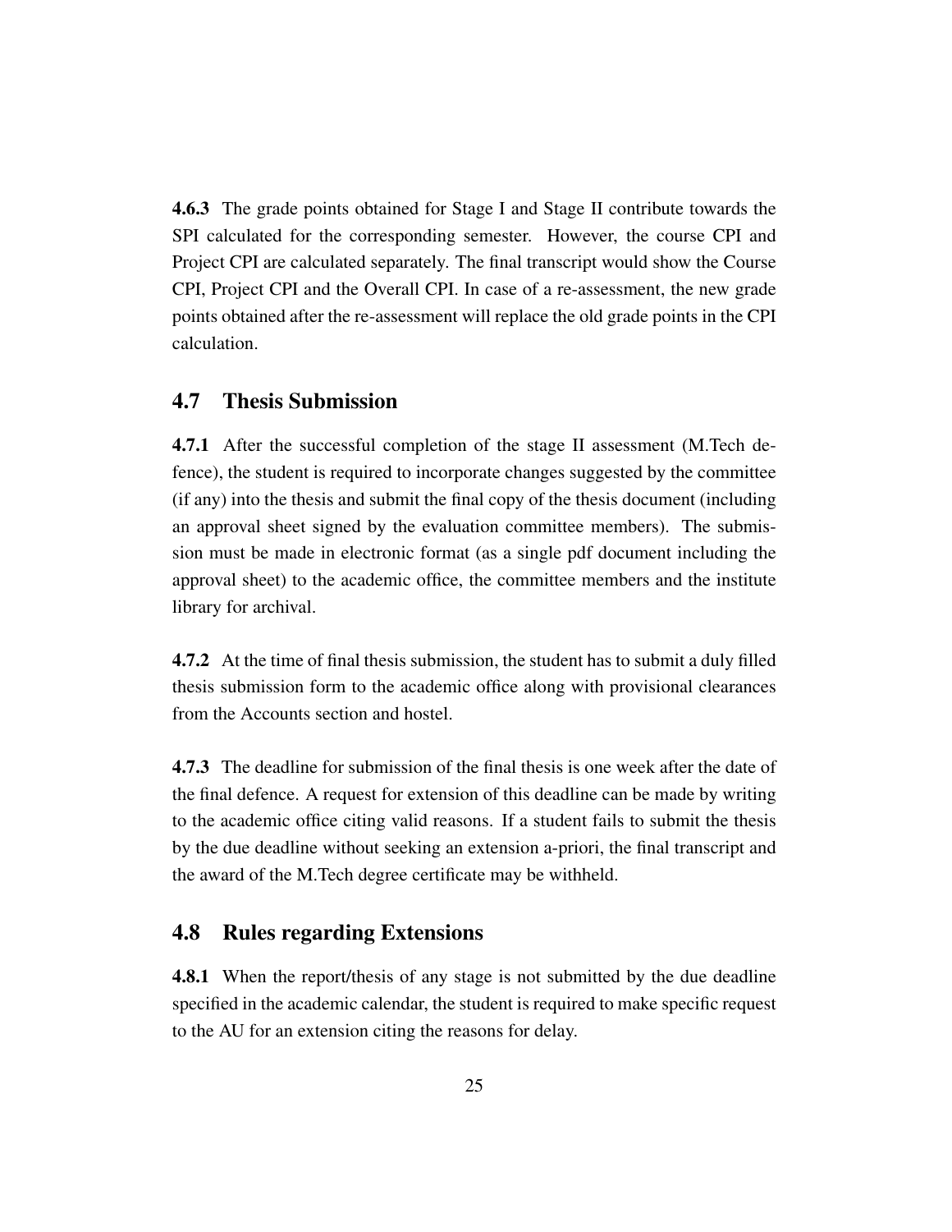**4.6.3** The grade points obtained for Stage I and Stage II contribute towards the SPI calculated for the corresponding semester. However, the course CPI and Project CPI are calculated separately. The final transcript would show the Course CPI, Project CPI and the Overall CPI. In case of a re-assessment, the new grade points obtained after the re-assessment will replace the old grade points in the CPI calculation.

## 4.7 Thesis Submission

**4.7.1** After the successful completion of the stage II assessment (M.Tech defence), the student is required to incorporate changes suggested by the committee (if any) into the thesis and submit the final copy of the thesis document (including an approval sheet signed by the evaluation committee members). The submission must be made in electronic format (as a single pdf document including the approval sheet) to the academic office, the committee members and the institute library for archival.

**4.7.2** At the time of final thesis submission, the student has to submit a duly filled thesis submission form to the academic office along with provisional clearances from the Accounts section and hostel.

**4.7.3** The deadline for submission of the final thesis is one week after the date of the final defence. A request for extension of this deadline can be made by writing to the academic office citing valid reasons. If a student fails to submit the thesis by the due deadline without seeking an extension a-priori, the final transcript and the award of the M.Tech degree certificate may be withheld.

## 4.8 Rules regarding Extensions

**4.8.1** When the report/thesis of any stage is not submitted by the due deadline specified in the academic calendar, the student is required to make specific request to the AU for an extension citing the reasons for delay.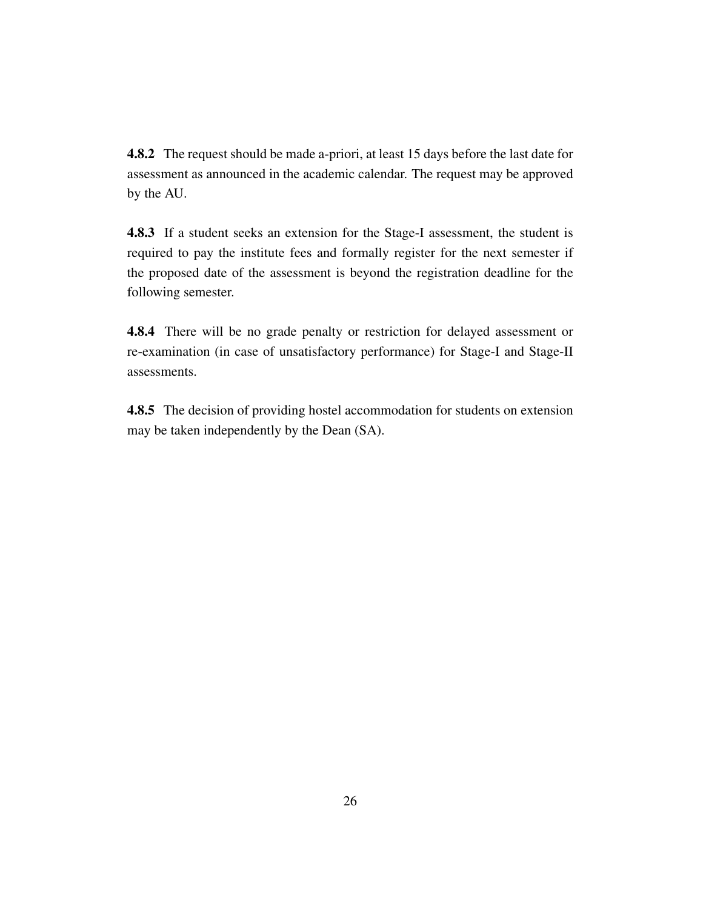**4.8.2** The request should be made a-priori, at least 15 days before the last date for assessment as announced in the academic calendar. The request may be approved by the AU.

**4.8.3** If a student seeks an extension for the Stage-I assessment, the student is required to pay the institute fees and formally register for the next semester if the proposed date of the assessment is beyond the registration deadline for the following semester.

**4.8.4** There will be no grade penalty or restriction for delayed assessment or re-examination (in case of unsatisfactory performance) for Stage-I and Stage-II assessments.

**4.8.5** The decision of providing hostel accommodation for students on extension may be taken independently by the Dean (SA).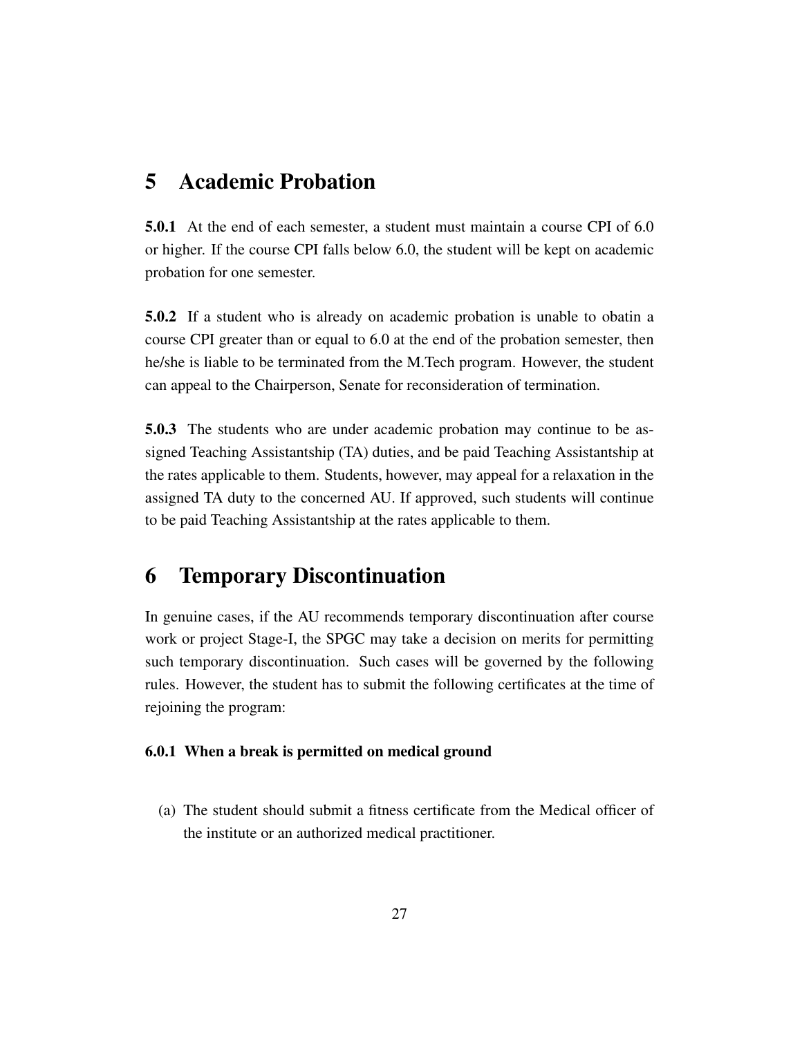# 5 Academic Probation

**5.0.1** At the end of each semester, a student must maintain a course CPI of 6.0 or higher. If the course CPI falls below 6.0, the student will be kept on academic probation for one semester.

**5.0.2** If a student who is already on academic probation is unable to obatin a course CPI greater than or equal to 6.0 at the end of the probation semester, then he/she is liable to be terminated from the M.Tech program. However, the student can appeal to the Chairperson, Senate for reconsideration of termination.

**5.0.3** The students who are under academic probation may continue to be assigned Teaching Assistantship (TA) duties, and be paid Teaching Assistantship at the rates applicable to them. Students, however, may appeal for a relaxation in the assigned TA duty to the concerned AU. If approved, such students will continue to be paid Teaching Assistantship at the rates applicable to them.

# 6 Temporary Discontinuation

In genuine cases, if the AU recommends temporary discontinuation after course work or project Stage-I, the SPGC may take a decision on merits for permitting such temporary discontinuation. Such cases will be governed by the following rules. However, the student has to submit the following certificates at the time of rejoining the program:

### 6.0.1 When a break is permitted on medical ground

(a) The student should submit a fitness certificate from the Medical officer of the institute or an authorized medical practitioner.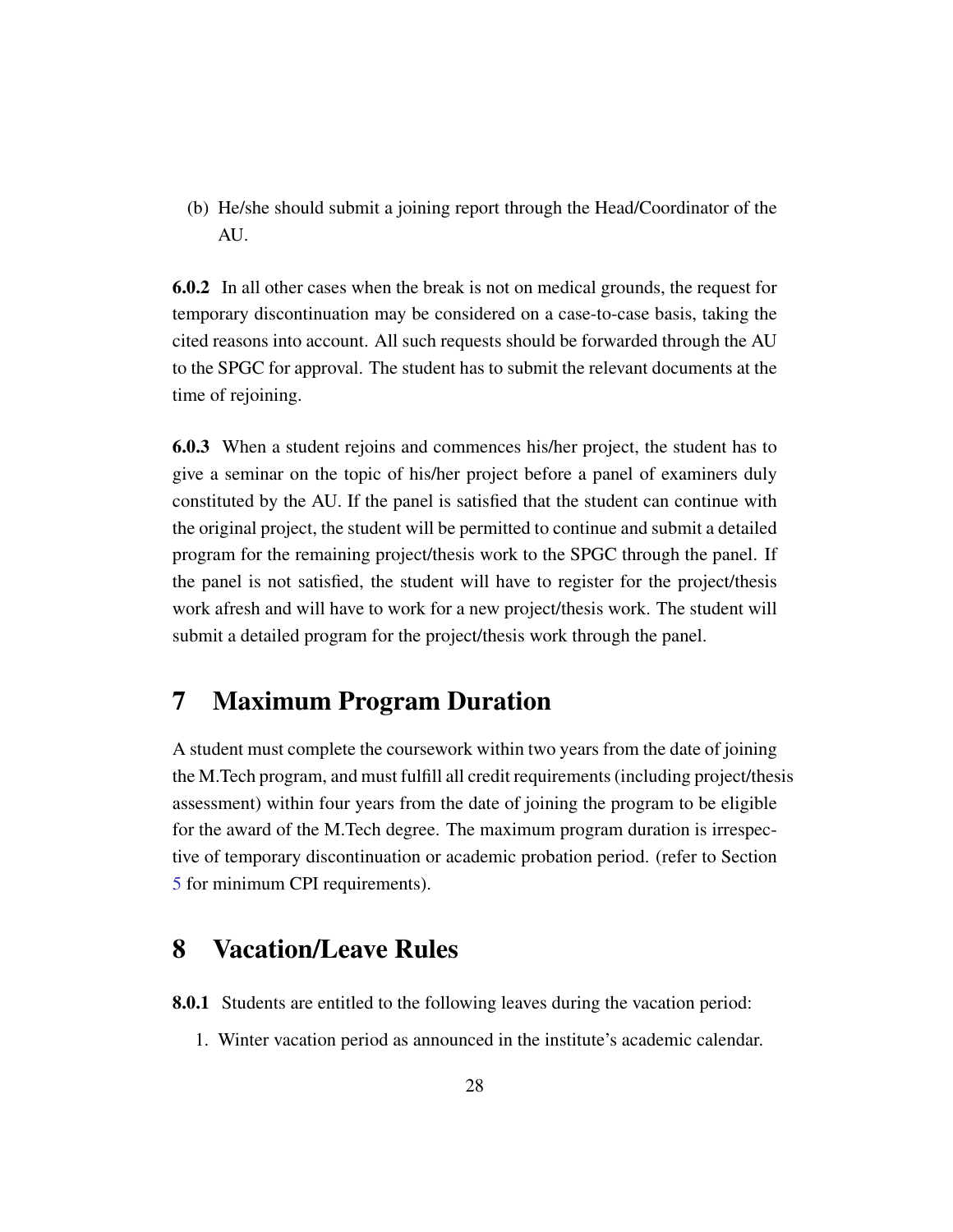(b) He/she should submit a joining report through the Head/Coordinator of the AU.

**6.0.2** In all other cases when the break is not on medical grounds, the request for temporary discontinuation may be considered on a case-to-case basis, taking the cited reasons into account. All such requests should be forwarded through the AU to the SPGC for approval. The student has to submit the relevant documents at the time of rejoining.

**6.0.3** When a student rejoins and commences his/her project, the student has to give a seminar on the topic of his/her project before a panel of examiners duly constituted by the AU. If the panel is satisfied that the student can continue with the original project, the student will be permitted to continue and submit a detailed program for the remaining project/thesis work to the SPGC through the panel. If the panel is not satisfied, the student will have to register for the project/thesis work afresh and will have to work for a new project/thesis work. The student will submit a detailed program for the project/thesis work through the panel.

# 7 Maximum Program Duration

A student must complete the coursework within two years from the date of joining the M.Tech program, and must fulfill all credit requirements (including project/thesis assessment) within four years from the date of joining the program to be eligible for the award of the M.Tech degree. The maximum program duration is irrespective of temporary discontinuation or academic probation period. (refer to Section 5 for minimum CPI requirements).

# 8 Vacation/Leave Rules

**8.0.1** Students are entitled to the following leaves during the vacation period:

1. Winter vacation period as announced in the institute's academic calendar.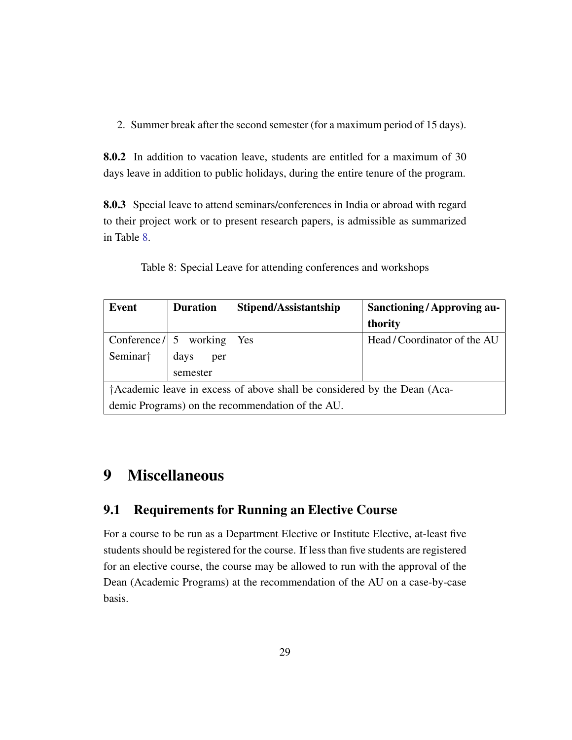2. Summer break after the second semester (for a maximum period of 15 days).

**8.0.2** In addition to vacation leave, students are entitled for a maximum of 30 days leave in addition to public holidays, during the entire tenure of the program.

**8.0.3** Special leave to attend seminars/conferences in India or abroad with regard to their project work or to present research papers, is admissible as summarized in Table 8.

Table 8: Special Leave for attending conferences and workshops

| **Event** | **Duration** | **Stipend/Assistantship** | **Sanctioning / Approving authority** |
| --- | --- | --- | --- |
| Conference / Seminar† | 5 working days per semester | Yes | Head / Coordinator of the AU |
| †Academic leave in excess of above shall be considered by the Dean (Academic Programs) on the recommendation of the AU. | | | |

# 9 Miscellaneous

## 9.1 Requirements for Running an Elective Course

For a course to be run as a Department Elective or Institute Elective, at-least five students should be registered for the course. If less than five students are registered for an elective course, the course may be allowed to run with the approval of the Dean (Academic Programs) at the recommendation of the AU on a case-by-case basis.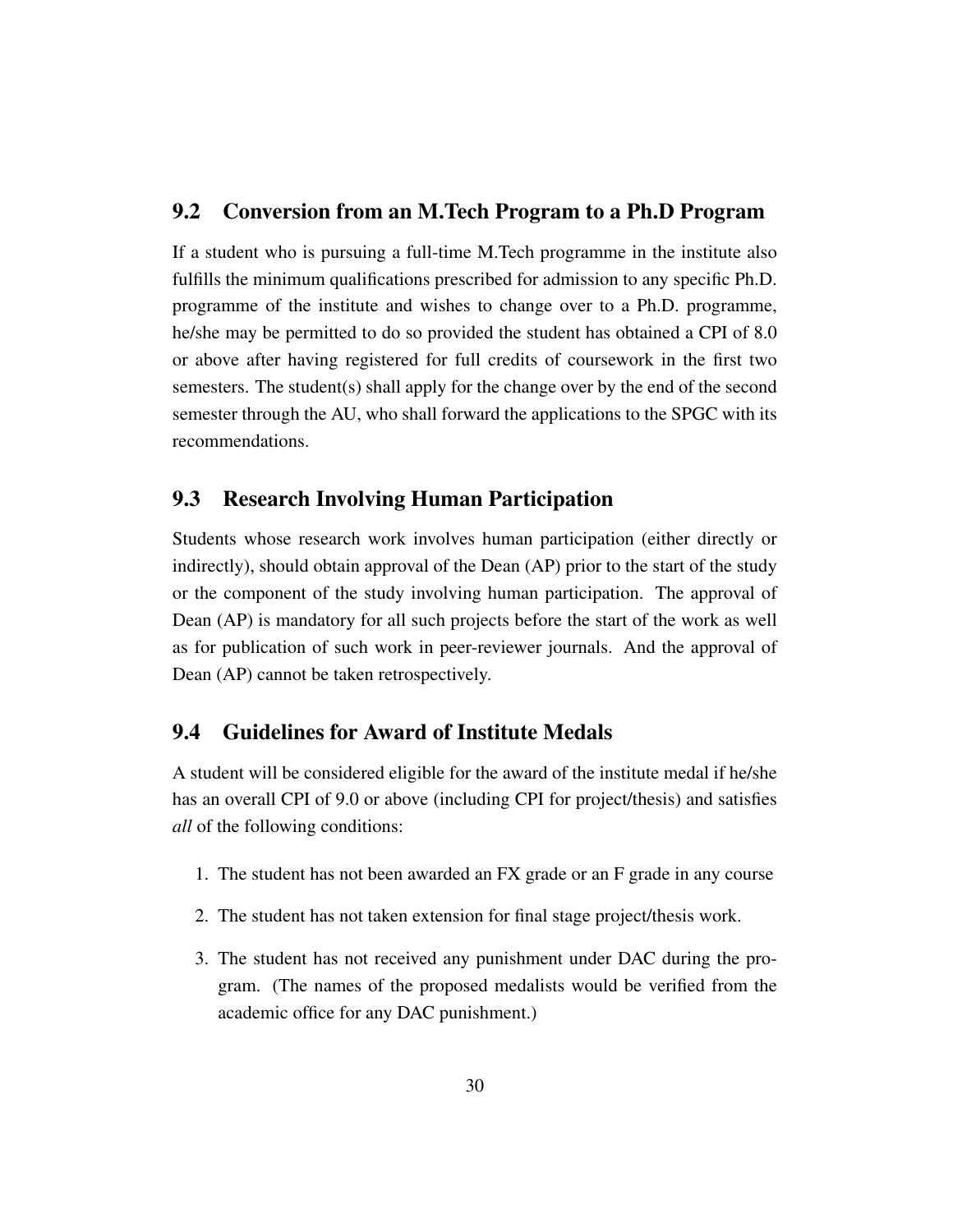## 9.2 Conversion from an M.Tech Program to a Ph.D Program

If a student who is pursuing a full-time M.Tech programme in the institute also fulfills the minimum qualifications prescribed for admission to any specific Ph.D. programme of the institute and wishes to change over to a Ph.D. programme, he/she may be permitted to do so provided the student has obtained a CPI of 8.0 or above after having registered for full credits of coursework in the first two semesters. The student(s) shall apply for the change over by the end of the second semester through the AU, who shall forward the applications to the SPGC with its recommendations.

## 9.3 Research Involving Human Participation

Students whose research work involves human participation (either directly or indirectly), should obtain approval of the Dean (AP) prior to the start of the study or the component of the study involving human participation. The approval of Dean (AP) is mandatory for all such projects before the start of the work as well as for publication of such work in peer-reviewer journals. And the approval of Dean (AP) cannot be taken retrospectively.

## 9.4 Guidelines for Award of Institute Medals

A student will be considered eligible for the award of the institute medal if he/she has an overall CPI of 9.0 or above (including CPI for project/thesis) and satisfies *all* of the following conditions:

1. The student has not been awarded an FX grade or an F grade in any course
2. The student has not taken extension for final stage project/thesis work.
3. The student has not received any punishment under DAC during the program. (The names of the proposed medalists would be verified from the academic office for any DAC punishment.)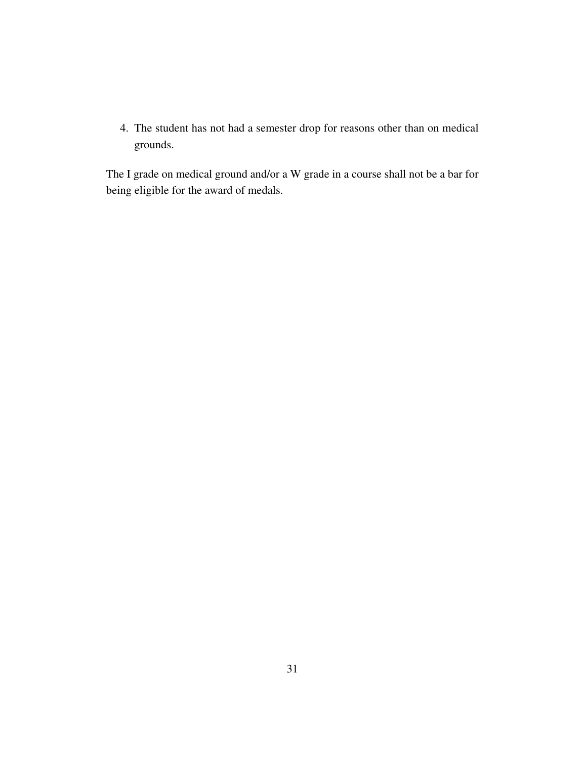4. The student has not had a semester drop for reasons other than on medical grounds.

The I grade on medical ground and/or a W grade in a course shall not be a bar for being eligible for the award of medals.